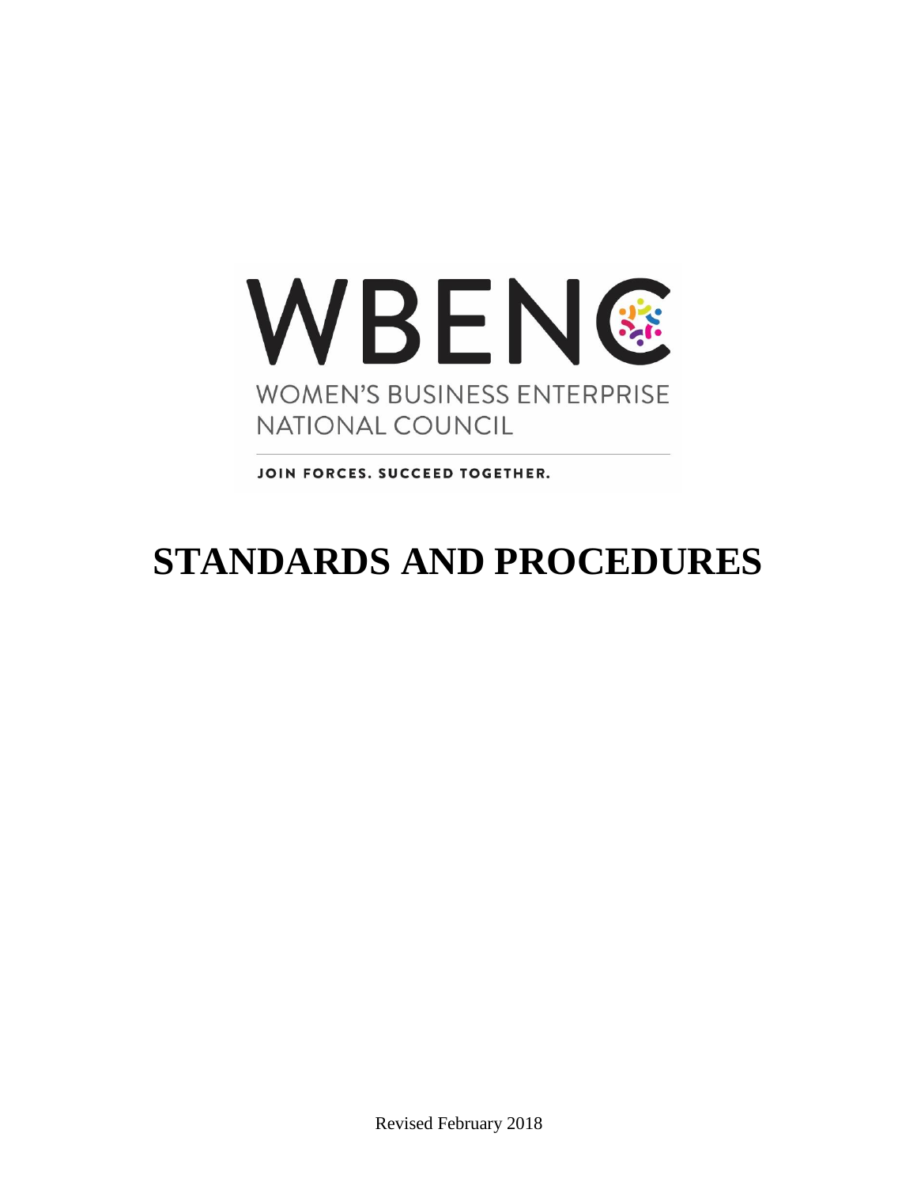WBENC

WOMEN'S BUSINESS ENTERPRISE NATIONAL COUNCIL

JOIN FORCES. SUCCEED TOGETHER.

# STANDARDS AND PROCEDURES

Revised February 2018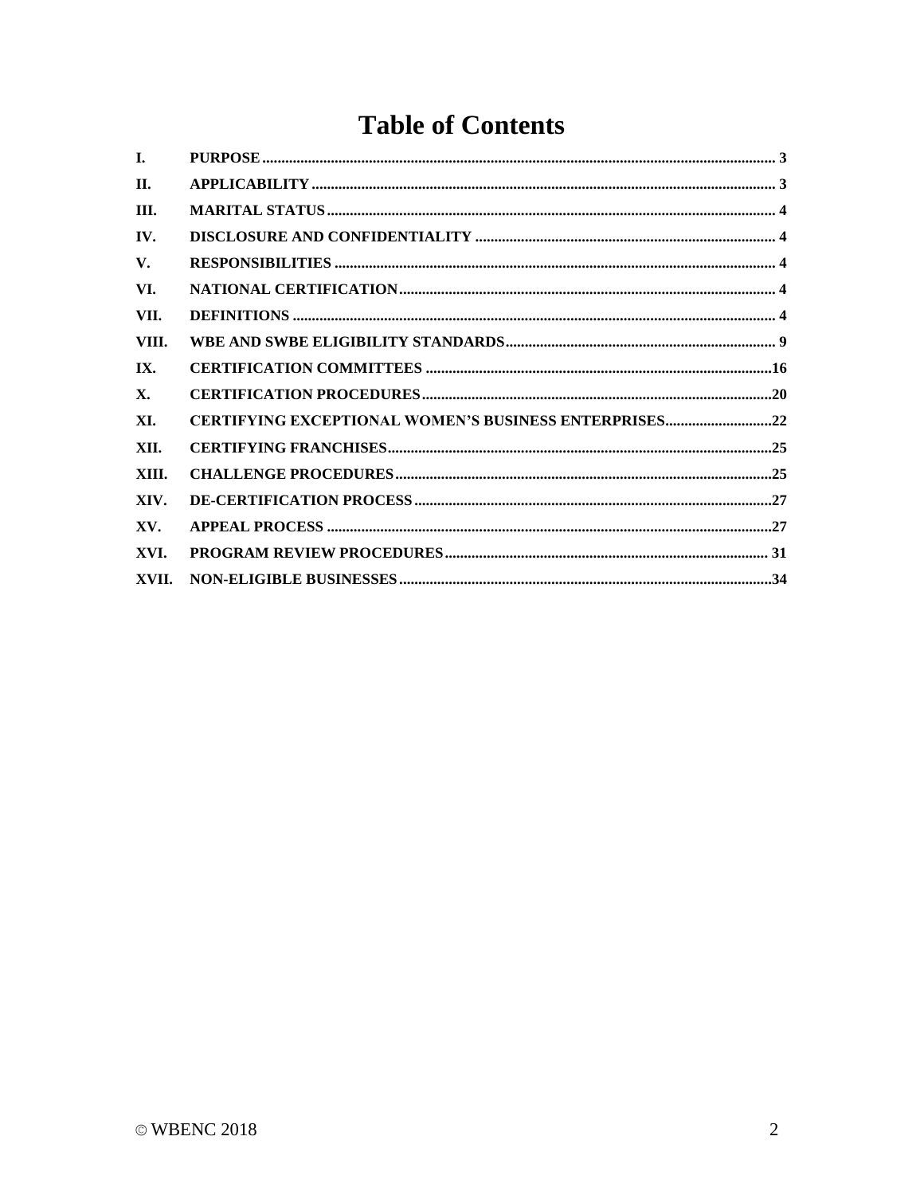# Table of Contents

| | | |
|---|---|---|
| I. | PURPOSE | 3 |
| II. | APPLICABILITY | 3 |
| III. | MARITAL STATUS | 4 |
| IV. | DISCLOSURE AND CONFIDENTIALITY | 4 |
| V. | RESPONSIBILITIES | 4 |
| VI. | NATIONAL CERTIFICATION | 4 |
| VII. | DEFINITIONS | 4 |
| VIII. | WBE AND SWBE ELIGIBILITY STANDARDS | 9 |
| IX. | CERTIFICATION COMMITTEES | 16 |
| X. | CERTIFICATION PROCEDURES | 20 |
| XI. | CERTIFYING EXCEPTIONAL WOMEN'S BUSINESS ENTERPRISES | 22 |
| XII. | CERTIFYING FRANCHISES | 25 |
| XIII. | CHALLENGE PROCEDURES | 25 |
| XIV. | DE-CERTIFICATION PROCESS | 27 |
| XV. | APPEAL PROCESS | 27 |
| XVI. | PROGRAM REVIEW PROCEDURES | 31 |
| XVII. | NON-ELIGIBLE BUSINESSES | 34 |

© WBENC 2018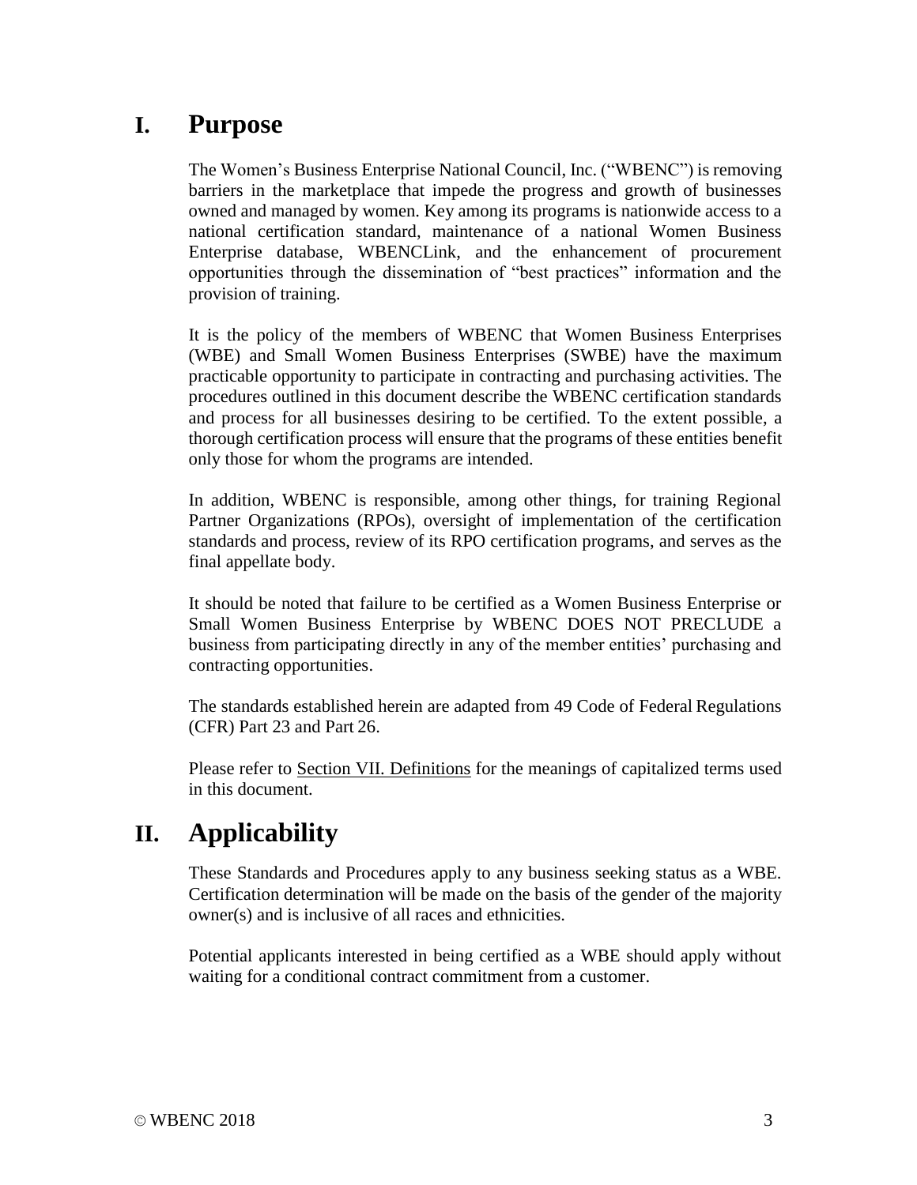# I. Purpose

The Women's Business Enterprise National Council, Inc. ("WBENC") is removing barriers in the marketplace that impede the progress and growth of businesses owned and managed by women. Key among its programs is nationwide access to a national certification standard, maintenance of a national Women Business Enterprise database, WBENCLink, and the enhancement of procurement opportunities through the dissemination of "best practices" information and the provision of training.

It is the policy of the members of WBENC that Women Business Enterprises (WBE) and Small Women Business Enterprises (SWBE) have the maximum practicable opportunity to participate in contracting and purchasing activities. The procedures outlined in this document describe the WBENC certification standards and process for all businesses desiring to be certified. To the extent possible, a thorough certification process will ensure that the programs of these entities benefit only those for whom the programs are intended.

In addition, WBENC is responsible, among other things, for training Regional Partner Organizations (RPOs), oversight of implementation of the certification standards and process, review of its RPO certification programs, and serves as the final appellate body.

It should be noted that failure to be certified as a Women Business Enterprise or Small Women Business Enterprise by WBENC DOES NOT PRECLUDE a business from participating directly in any of the member entities' purchasing and contracting opportunities.

The standards established herein are adapted from 49 Code of Federal Regulations (CFR) Part 23 and Part 26.

Please refer to Section VII. Definitions for the meanings of capitalized terms used in this document.

# II. Applicability

These Standards and Procedures apply to any business seeking status as a WBE. Certification determination will be made on the basis of the gender of the majority owner(s) and is inclusive of all races and ethnicities.

Potential applicants interested in being certified as a WBE should apply without waiting for a conditional contract commitment from a customer.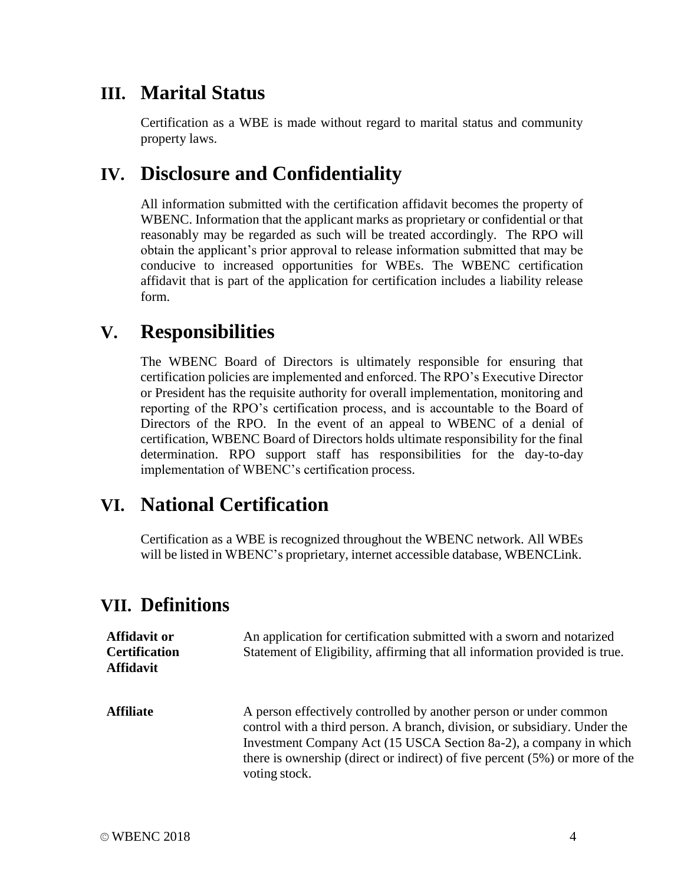## III. Marital Status

Certification as a WBE is made without regard to marital status and community property laws.

## IV. Disclosure and Confidentiality

All information submitted with the certification affidavit becomes the property of WBENC. Information that the applicant marks as proprietary or confidential or that reasonably may be regarded as such will be treated accordingly. The RPO will obtain the applicant's prior approval to release information submitted that may be conducive to increased opportunities for WBEs. The WBENC certification affidavit that is part of the application for certification includes a liability release form.

## V. Responsibilities

The WBENC Board of Directors is ultimately responsible for ensuring that certification policies are implemented and enforced. The RPO's Executive Director or President has the requisite authority for overall implementation, monitoring and reporting of the RPO's certification process, and is accountable to the Board of Directors of the RPO. In the event of an appeal to WBENC of a denial of certification, WBENC Board of Directors holds ultimate responsibility for the final determination. RPO support staff has responsibilities for the day-to-day implementation of WBENC's certification process.

## VI. National Certification

Certification as a WBE is recognized throughout the WBENC network. All WBEs will be listed in WBENC's proprietary, internet accessible database, WBENCLink.

## VII. Definitions

| | |
|---|---|
| **Affidavit or Certification Affidavit** | An application for certification submitted with a sworn and notarized Statement of Eligibility, affirming that all information provided is true. |
| **Affiliate** | A person effectively controlled by another person or under common control with a third person. A branch, division, or subsidiary. Under the Investment Company Act (15 USCA Section 8a-2), a company in which there is ownership (direct or indirect) of five percent (5%) or more of the voting stock. |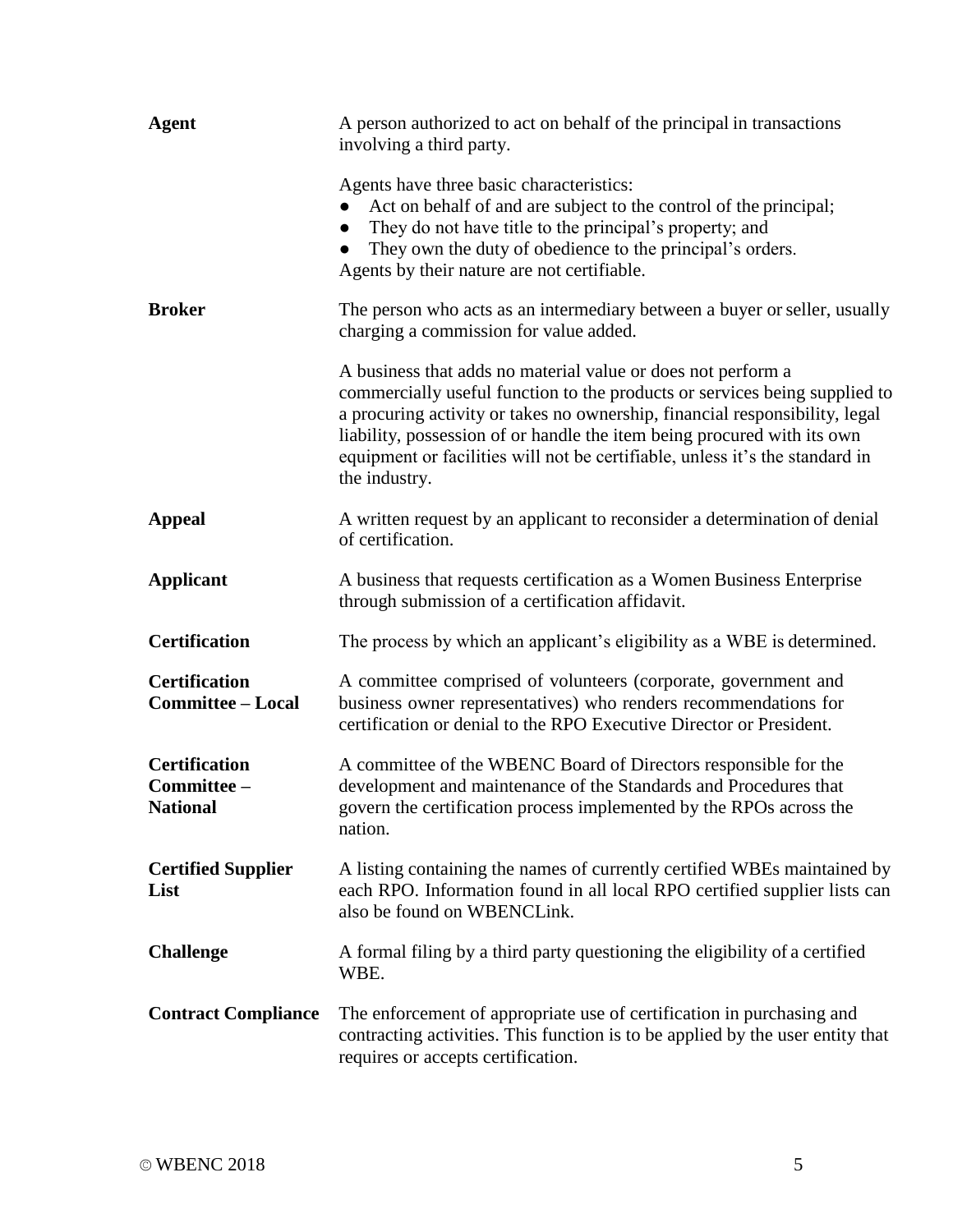**Agent** — A person authorized to act on behalf of the principal in transactions involving a third party.

Agents have three basic characteristics:

- Act on behalf of and are subject to the control of the principal;
- They do not have title to the principal's property; and
- They own the duty of obedience to the principal's orders.

Agents by their nature are not certifiable.

**Broker** — The person who acts as an intermediary between a buyer or seller, usually charging a commission for value added.

A business that adds no material value or does not perform a commercially useful function to the products or services being supplied to a procuring activity or takes no ownership, financial responsibility, legal liability, possession of or handle the item being procured with its own equipment or facilities will not be certifiable, unless it's the standard in the industry.

**Appeal** — A written request by an applicant to reconsider a determination of denial of certification.

**Applicant** — A business that requests certification as a Women Business Enterprise through submission of a certification affidavit.

**Certification** — The process by which an applicant's eligibility as a WBE is determined.

**Certification Committee – Local** — A committee comprised of volunteers (corporate, government and business owner representatives) who renders recommendations for certification or denial to the RPO Executive Director or President.

**Certification Committee – National** — A committee of the WBENC Board of Directors responsible for the development and maintenance of the Standards and Procedures that govern the certification process implemented by the RPOs across the nation.

**Certified Supplier List** — A listing containing the names of currently certified WBEs maintained by each RPO. Information found in all local RPO certified supplier lists can also be found on WBENCLink.

**Challenge** — A formal filing by a third party questioning the eligibility of a certified WBE.

**Contract Compliance** — The enforcement of appropriate use of certification in purchasing and contracting activities. This function is to be applied by the user entity that requires or accepts certification.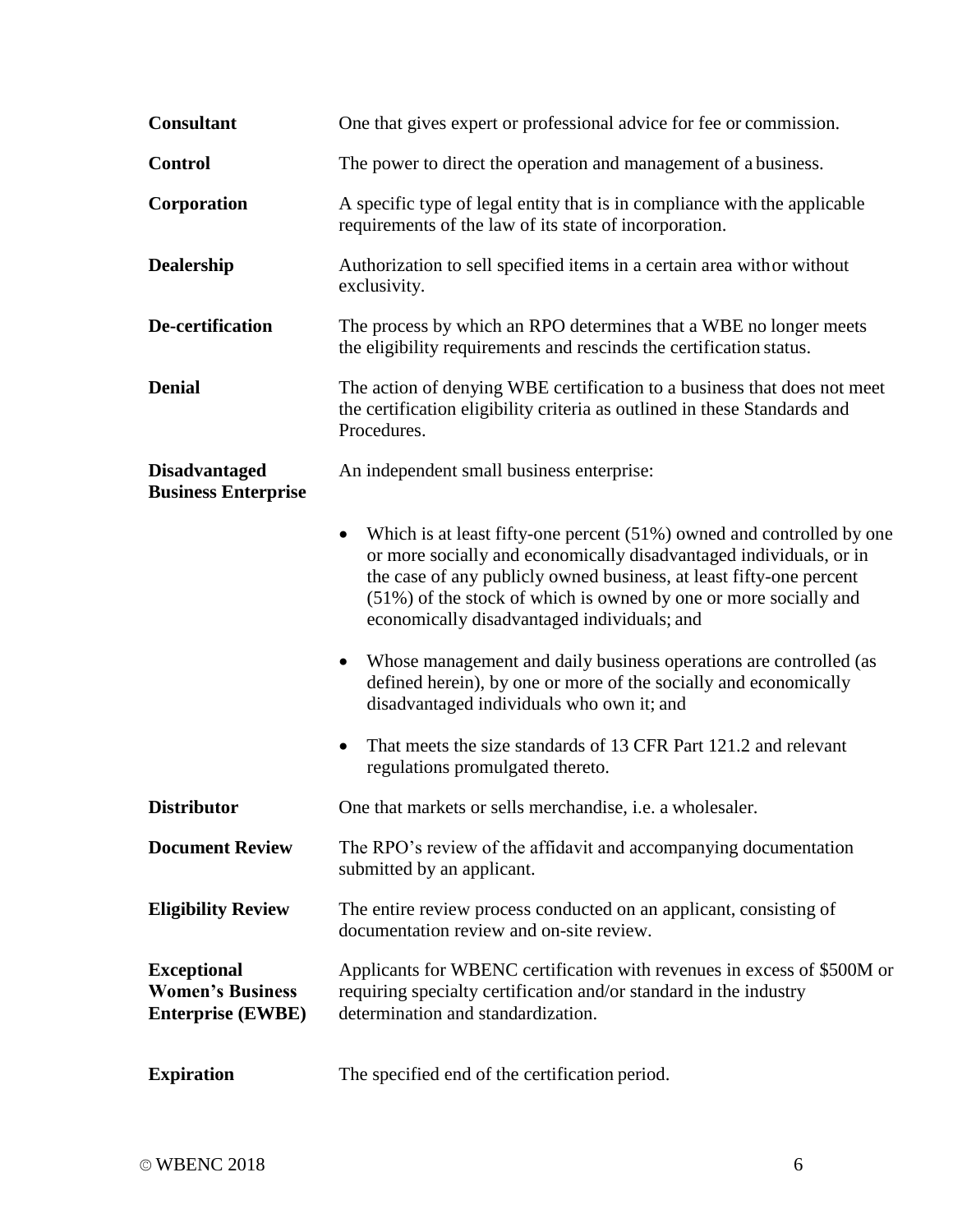| | |
|---|---|
| **Consultant** | One that gives expert or professional advice for fee or commission. |
| **Control** | The power to direct the operation and management of a business. |
| **Corporation** | A specific type of legal entity that is in compliance with the applicable requirements of the law of its state of incorporation. |
| **Dealership** | Authorization to sell specified items in a certain area with or without exclusivity. |
| **De-certification** | The process by which an RPO determines that a WBE no longer meets the eligibility requirements and rescinds the certification status. |
| **Denial** | The action of denying WBE certification to a business that does not meet the certification eligibility criteria as outlined in these Standards and Procedures. |
| **Disadvantaged Business Enterprise** | An independent small business enterprise:<br>• Which is at least fifty-one percent (51%) owned and controlled by one or more socially and economically disadvantaged individuals, or in the case of any publicly owned business, at least fifty-one percent (51%) of the stock of which is owned by one or more socially and economically disadvantaged individuals; and<br>• Whose management and daily business operations are controlled (as defined herein), by one or more of the socially and economically disadvantaged individuals who own it; and<br>• That meets the size standards of 13 CFR Part 121.2 and relevant regulations promulgated thereto. |
| **Distributor** | One that markets or sells merchandise, i.e. a wholesaler. |
| **Document Review** | The RPO's review of the affidavit and accompanying documentation submitted by an applicant. |
| **Eligibility Review** | The entire review process conducted on an applicant, consisting of documentation review and on-site review. |
| **Exceptional Women's Business Enterprise (EWBE)** | Applicants for WBENC certification with revenues in excess of $500M or requiring specialty certification and/or standard in the industry determination and standardization. |
| **Expiration** | The specified end of the certification period. |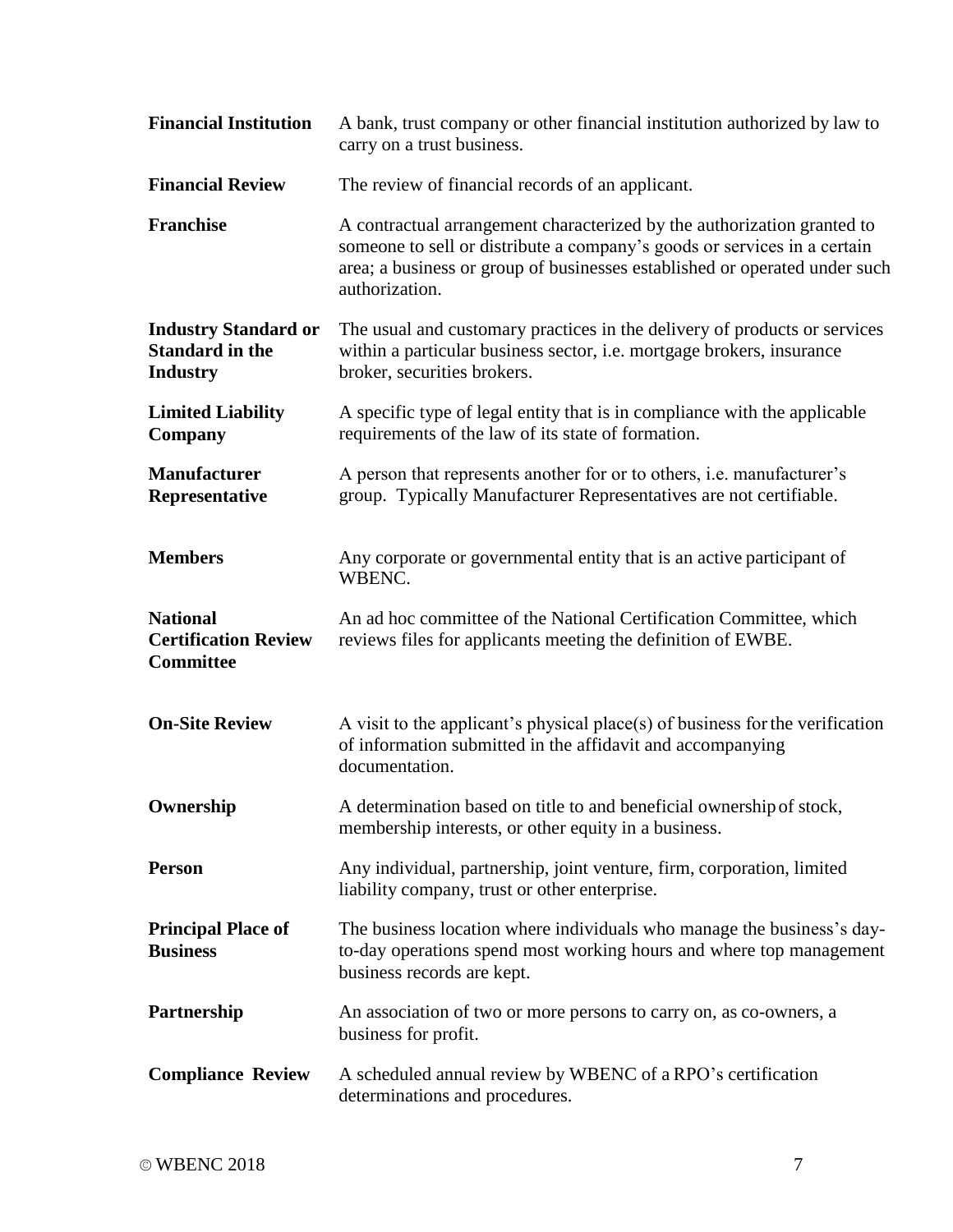| | |
|---|---|
| **Financial Institution** | A bank, trust company or other financial institution authorized by law to carry on a trust business. |
| **Financial Review** | The review of financial records of an applicant. |
| **Franchise** | A contractual arrangement characterized by the authorization granted to someone to sell or distribute a company's goods or services in a certain area; a business or group of businesses established or operated under such authorization. |
| **Industry Standard or Standard in the Industry** | The usual and customary practices in the delivery of products or services within a particular business sector, i.e. mortgage brokers, insurance broker, securities brokers. |
| **Limited Liability Company** | A specific type of legal entity that is in compliance with the applicable requirements of the law of its state of formation. |
| **Manufacturer Representative** | A person that represents another for or to others, i.e. manufacturer's group. Typically Manufacturer Representatives are not certifiable. |
| **Members** | Any corporate or governmental entity that is an active participant of WBENC. |
| **National Certification Review Committee** | An ad hoc committee of the National Certification Committee, which reviews files for applicants meeting the definition of EWBE. |
| **On-Site Review** | A visit to the applicant's physical place(s) of business for the verification of information submitted in the affidavit and accompanying documentation. |
| **Ownership** | A determination based on title to and beneficial ownership of stock, membership interests, or other equity in a business. |
| **Person** | Any individual, partnership, joint venture, firm, corporation, limited liability company, trust or other enterprise. |
| **Principal Place of Business** | The business location where individuals who manage the business's day-to-day operations spend most working hours and where top management business records are kept. |
| **Partnership** | An association of two or more persons to carry on, as co-owners, a business for profit. |
| **Compliance Review** | A scheduled annual review by WBENC of a RPO's certification determinations and procedures. |

© WBENC 2018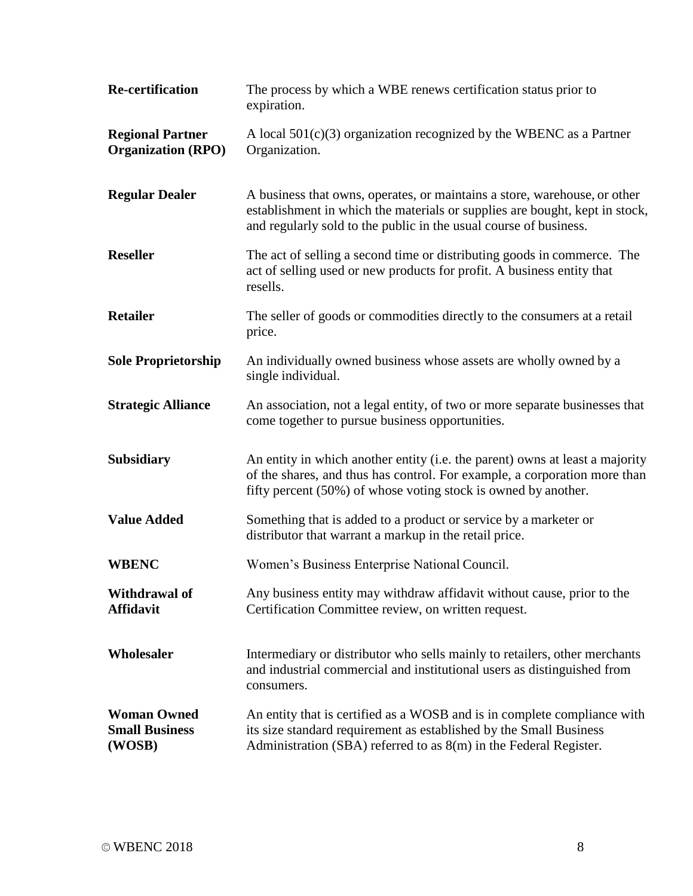**Re-certification** The process by which a WBE renews certification status prior to expiration.

**Regional Partner Organization (RPO)** A local 501(c)(3) organization recognized by the WBENC as a Partner Organization.

**Regular Dealer** A business that owns, operates, or maintains a store, warehouse, or other establishment in which the materials or supplies are bought, kept in stock, and regularly sold to the public in the usual course of business.

**Reseller** The act of selling a second time or distributing goods in commerce. The act of selling used or new products for profit. A business entity that resells.

**Retailer** The seller of goods or commodities directly to the consumers at a retail price.

**Sole Proprietorship** An individually owned business whose assets are wholly owned by a single individual.

**Strategic Alliance** An association, not a legal entity, of two or more separate businesses that come together to pursue business opportunities.

**Subsidiary** An entity in which another entity (i.e. the parent) owns at least a majority of the shares, and thus has control. For example, a corporation more than fifty percent (50%) of whose voting stock is owned by another.

**Value Added** Something that is added to a product or service by a marketer or distributor that warrant a markup in the retail price.

**WBENC** Women's Business Enterprise National Council.

**Withdrawal of Affidavit** Any business entity may withdraw affidavit without cause, prior to the Certification Committee review, on written request.

**Wholesaler** Intermediary or distributor who sells mainly to retailers, other merchants and industrial commercial and institutional users as distinguished from consumers.

**Woman Owned Small Business (WOSB)** An entity that is certified as a WOSB and is in complete compliance with its size standard requirement as established by the Small Business Administration (SBA) referred to as 8(m) in the Federal Register.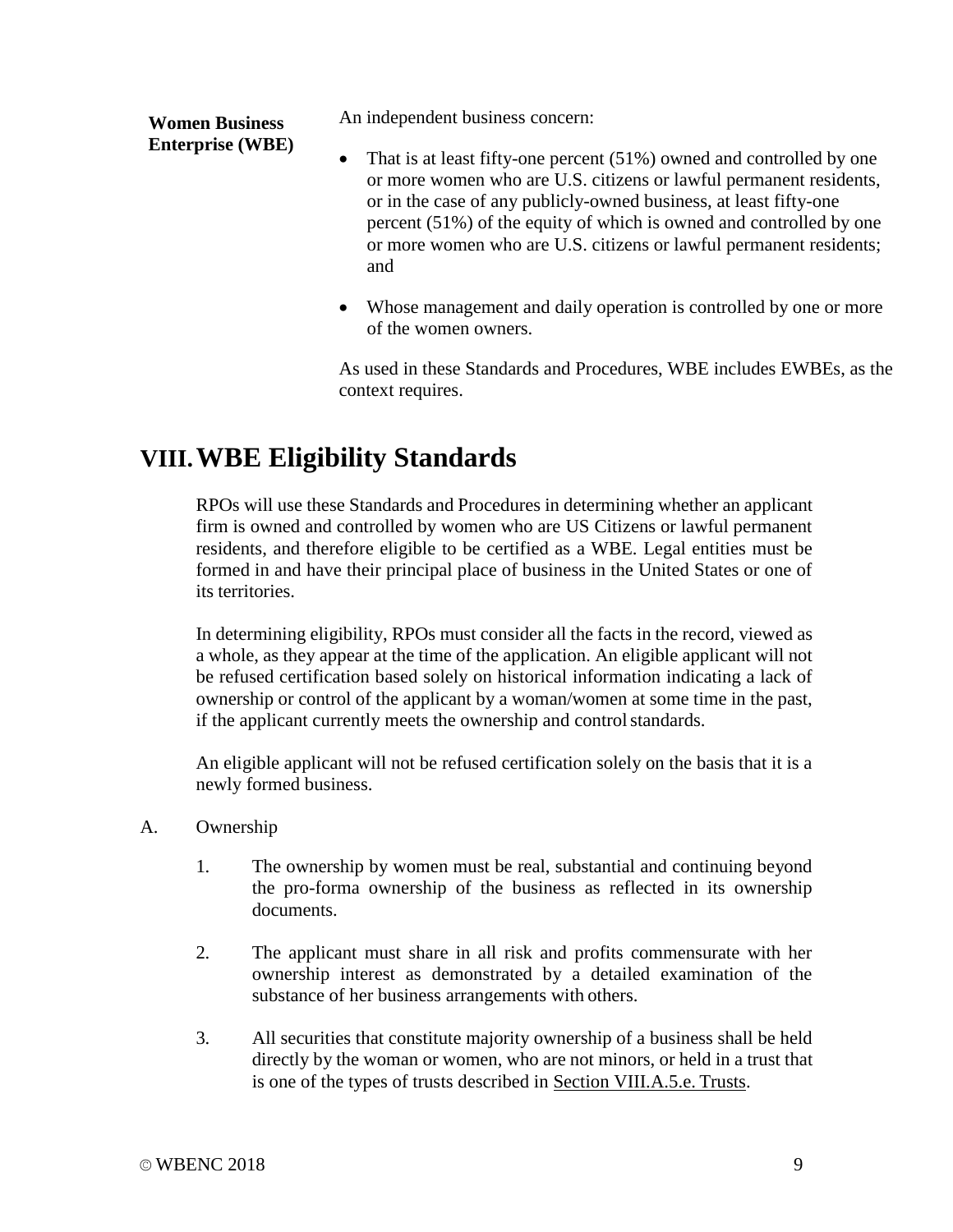**Women Business Enterprise (WBE)**

An independent business concern:

- That is at least fifty-one percent (51%) owned and controlled by one or more women who are U.S. citizens or lawful permanent residents, or in the case of any publicly-owned business, at least fifty-one percent (51%) of the equity of which is owned and controlled by one or more women who are U.S. citizens or lawful permanent residents; and
- Whose management and daily operation is controlled by one or more of the women owners.

As used in these Standards and Procedures, WBE includes EWBEs, as the context requires.

# VIII. WBE Eligibility Standards

RPOs will use these Standards and Procedures in determining whether an applicant firm is owned and controlled by women who are US Citizens or lawful permanent residents, and therefore eligible to be certified as a WBE. Legal entities must be formed in and have their principal place of business in the United States or one of its territories.

In determining eligibility, RPOs must consider all the facts in the record, viewed as a whole, as they appear at the time of the application. An eligible applicant will not be refused certification based solely on historical information indicating a lack of ownership or control of the applicant by a woman/women at some time in the past, if the applicant currently meets the ownership and control standards.

An eligible applicant will not be refused certification solely on the basis that it is a newly formed business.

A. Ownership

1. The ownership by women must be real, substantial and continuing beyond the pro-forma ownership of the business as reflected in its ownership documents.

2. The applicant must share in all risk and profits commensurate with her ownership interest as demonstrated by a detailed examination of the substance of her business arrangements with others.

3. All securities that constitute majority ownership of a business shall be held directly by the woman or women, who are not minors, or held in a trust that is one of the types of trusts described in Section VIII.A.5.e. Trusts.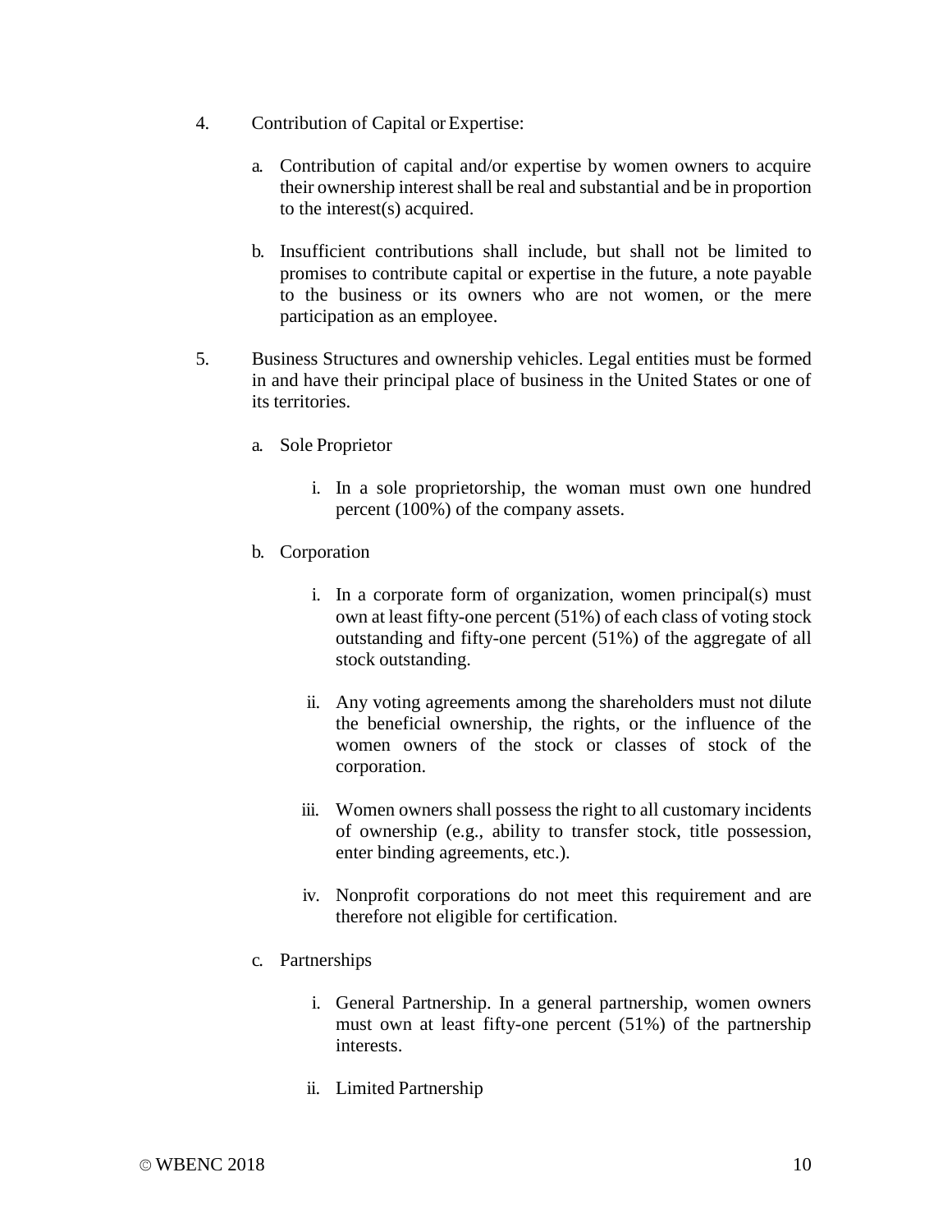4. Contribution of Capital or Expertise:

   a. Contribution of capital and/or expertise by women owners to acquire their ownership interest shall be real and substantial and be in proportion to the interest(s) acquired.

   b. Insufficient contributions shall include, but shall not be limited to promises to contribute capital or expertise in the future, a note payable to the business or its owners who are not women, or the mere participation as an employee.

5. Business Structures and ownership vehicles. Legal entities must be formed in and have their principal place of business in the United States or one of its territories.

   a. Sole Proprietor

      i. In a sole proprietorship, the woman must own one hundred percent (100%) of the company assets.

   b. Corporation

      i. In a corporate form of organization, women principal(s) must own at least fifty-one percent (51%) of each class of voting stock outstanding and fifty-one percent (51%) of the aggregate of all stock outstanding.

      ii. Any voting agreements among the shareholders must not dilute the beneficial ownership, the rights, or the influence of the women owners of the stock or classes of stock of the corporation.

      iii. Women owners shall possess the right to all customary incidents of ownership (e.g., ability to transfer stock, title possession, enter binding agreements, etc.).

      iv. Nonprofit corporations do not meet this requirement and are therefore not eligible for certification.

   c. Partnerships

      i. General Partnership. In a general partnership, women owners must own at least fifty-one percent (51%) of the partnership interests.

      ii. Limited Partnership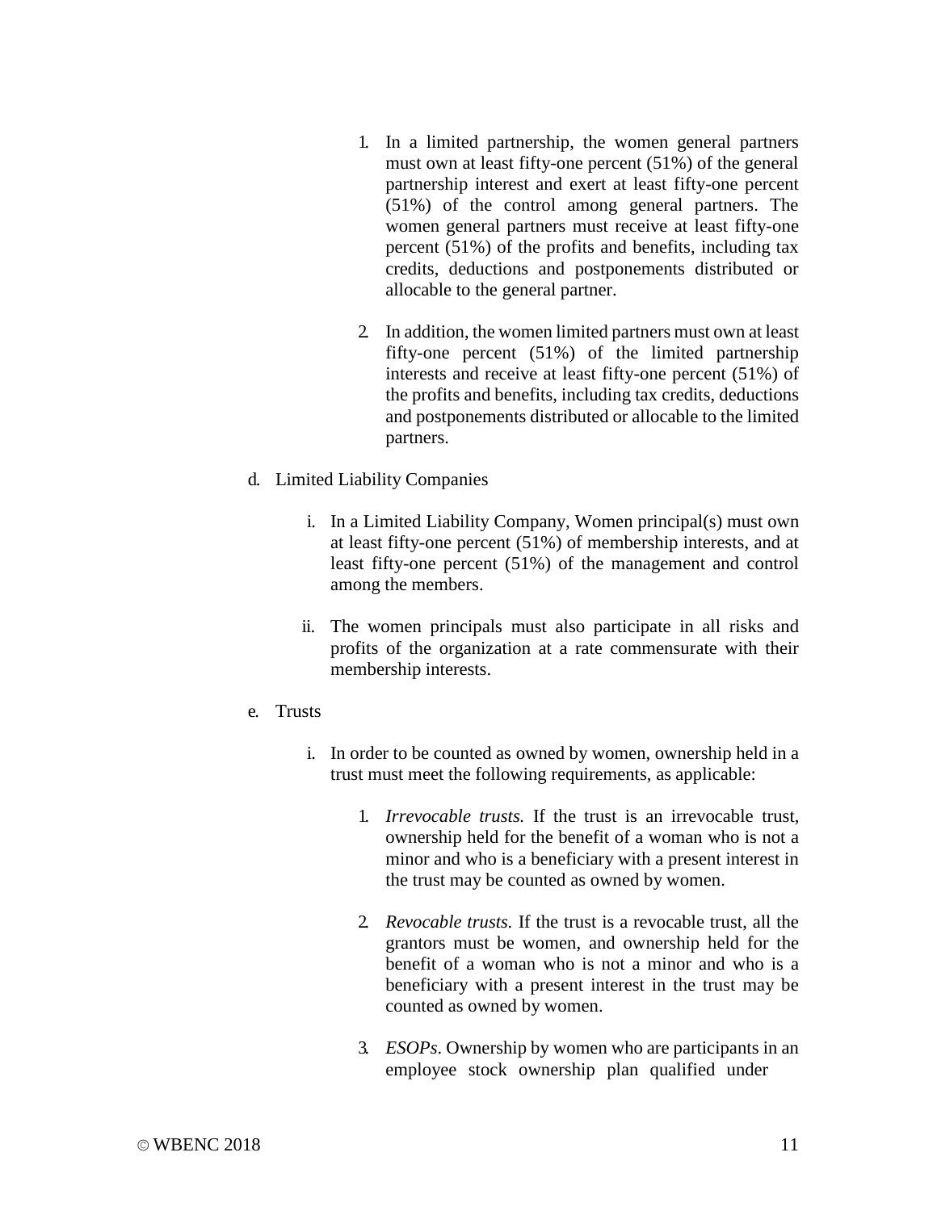1. In a limited partnership, the women general partners must own at least fifty-one percent (51%) of the general partnership interest and exert at least fifty-one percent (51%) of the control among general partners. The women general partners must receive at least fifty-one percent (51%) of the profits and benefits, including tax credits, deductions and postponements distributed or allocable to the general partner.

2. In addition, the women limited partners must own at least fifty-one percent (51%) of the limited partnership interests and receive at least fifty-one percent (51%) of the profits and benefits, including tax credits, deductions and postponements distributed or allocable to the limited partners.

d. Limited Liability Companies

   i. In a Limited Liability Company, Women principal(s) must own at least fifty-one percent (51%) of membership interests, and at least fifty-one percent (51%) of the management and control among the members.

   ii. The women principals must also participate in all risks and profits of the organization at a rate commensurate with their membership interests.

e. Trusts

   i. In order to be counted as owned by women, ownership held in a trust must meet the following requirements, as applicable:

      1. *Irrevocable trusts.* If the trust is an irrevocable trust, ownership held for the benefit of a woman who is not a minor and who is a beneficiary with a present interest in the trust may be counted as owned by women.

      2. *Revocable trusts.* If the trust is a revocable trust, all the grantors must be women, and ownership held for the benefit of a woman who is not a minor and who is a beneficiary with a present interest in the trust may be counted as owned by women.

      3. *ESOPs*. Ownership by women who are participants in an employee stock ownership plan qualified under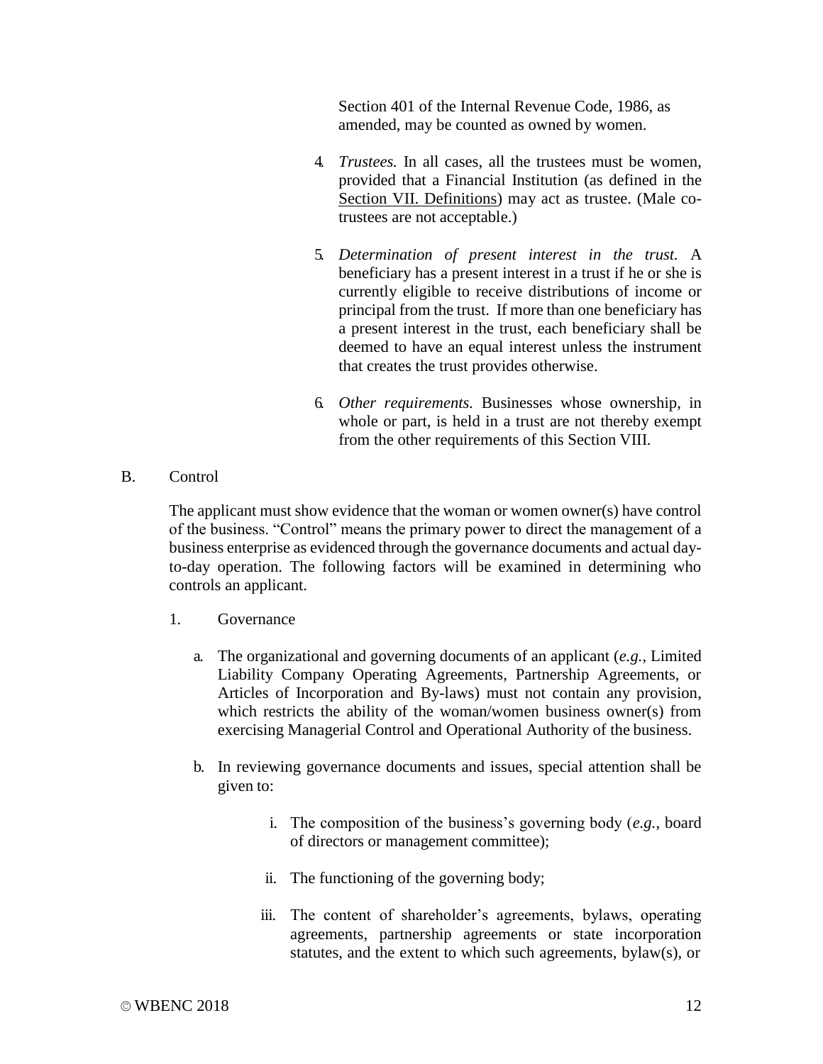Section 401 of the Internal Revenue Code, 1986, as amended, may be counted as owned by women.

4. *Trustees.* In all cases, all the trustees must be women, provided that a Financial Institution (as defined in the Section VII. Definitions) may act as trustee. (Male co-trustees are not acceptable.)

5. *Determination of present interest in the trust.* A beneficiary has a present interest in a trust if he or she is currently eligible to receive distributions of income or principal from the trust. If more than one beneficiary has a present interest in the trust, each beneficiary shall be deemed to have an equal interest unless the instrument that creates the trust provides otherwise.

6. *Other requirements.* Businesses whose ownership, in whole or part, is held in a trust are not thereby exempt from the other requirements of this Section VIII.

B. Control

The applicant must show evidence that the woman or women owner(s) have control of the business. "Control" means the primary power to direct the management of a business enterprise as evidenced through the governance documents and actual day-to-day operation. The following factors will be examined in determining who controls an applicant.

1. Governance

   a. The organizational and governing documents of an applicant (*e.g.*, Limited Liability Company Operating Agreements, Partnership Agreements, or Articles of Incorporation and By-laws) must not contain any provision, which restricts the ability of the woman/women business owner(s) from exercising Managerial Control and Operational Authority of the business.

   b. In reviewing governance documents and issues, special attention shall be given to:

      i. The composition of the business's governing body (*e.g.*, board of directors or management committee);

      ii. The functioning of the governing body;

      iii. The content of shareholder's agreements, bylaws, operating agreements, partnership agreements or state incorporation statutes, and the extent to which such agreements, bylaw(s), or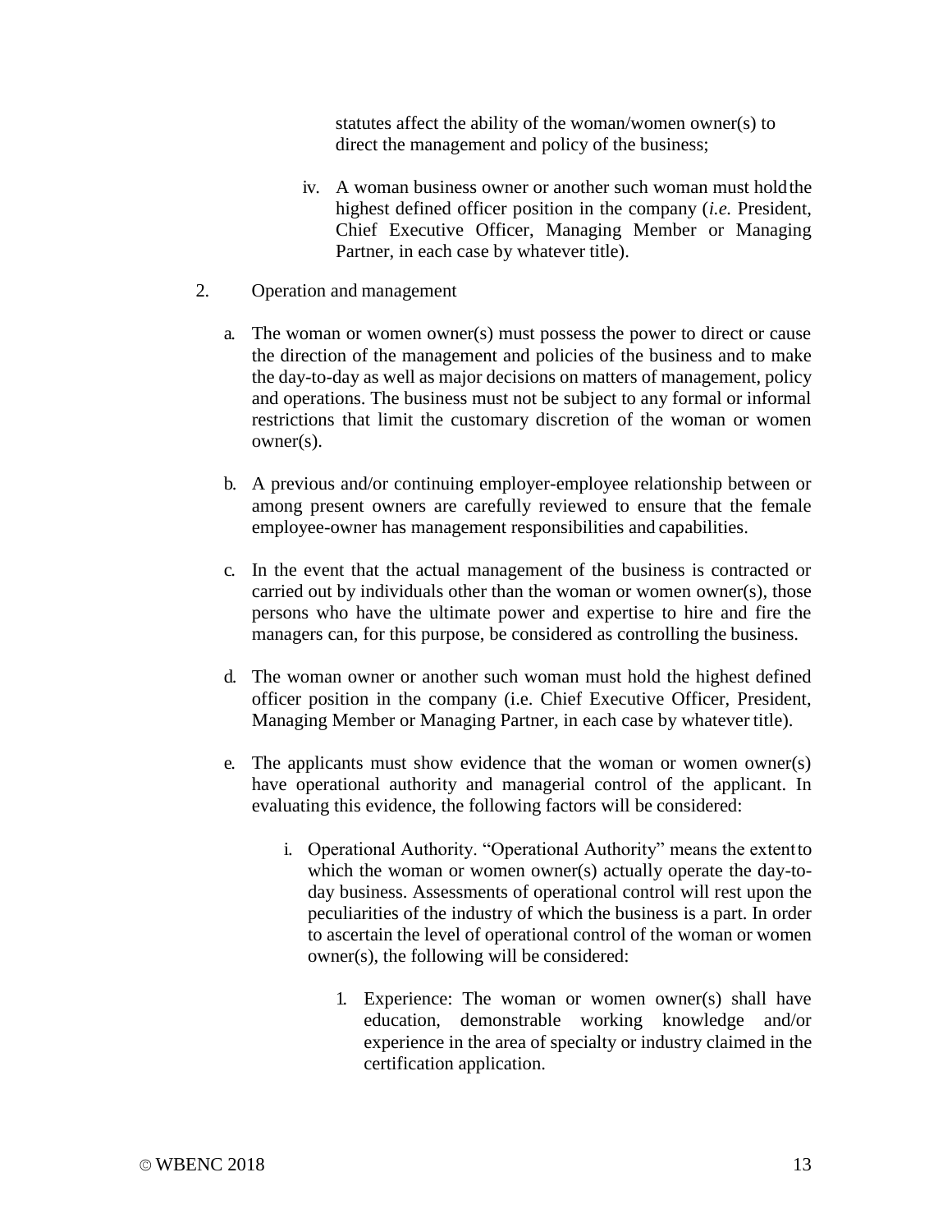statutes affect the ability of the woman/women owner(s) to direct the management and policy of the business;

iv. A woman business owner or another such woman must hold the highest defined officer position in the company (*i.e.* President, Chief Executive Officer, Managing Member or Managing Partner, in each case by whatever title).

2. Operation and management

   a. The woman or women owner(s) must possess the power to direct or cause the direction of the management and policies of the business and to make the day-to-day as well as major decisions on matters of management, policy and operations. The business must not be subject to any formal or informal restrictions that limit the customary discretion of the woman or women owner(s).

   b. A previous and/or continuing employer-employee relationship between or among present owners are carefully reviewed to ensure that the female employee-owner has management responsibilities and capabilities.

   c. In the event that the actual management of the business is contracted or carried out by individuals other than the woman or women owner(s), those persons who have the ultimate power and expertise to hire and fire the managers can, for this purpose, be considered as controlling the business.

   d. The woman owner or another such woman must hold the highest defined officer position in the company (i.e. Chief Executive Officer, President, Managing Member or Managing Partner, in each case by whatever title).

   e. The applicants must show evidence that the woman or women owner(s) have operational authority and managerial control of the applicant. In evaluating this evidence, the following factors will be considered:

      i. Operational Authority. "Operational Authority" means the extent to which the woman or women owner(s) actually operate the day-to-day business. Assessments of operational control will rest upon the peculiarities of the industry of which the business is a part. In order to ascertain the level of operational control of the woman or women owner(s), the following will be considered:

         1. Experience: The woman or women owner(s) shall have education, demonstrable working knowledge and/or experience in the area of specialty or industry claimed in the certification application.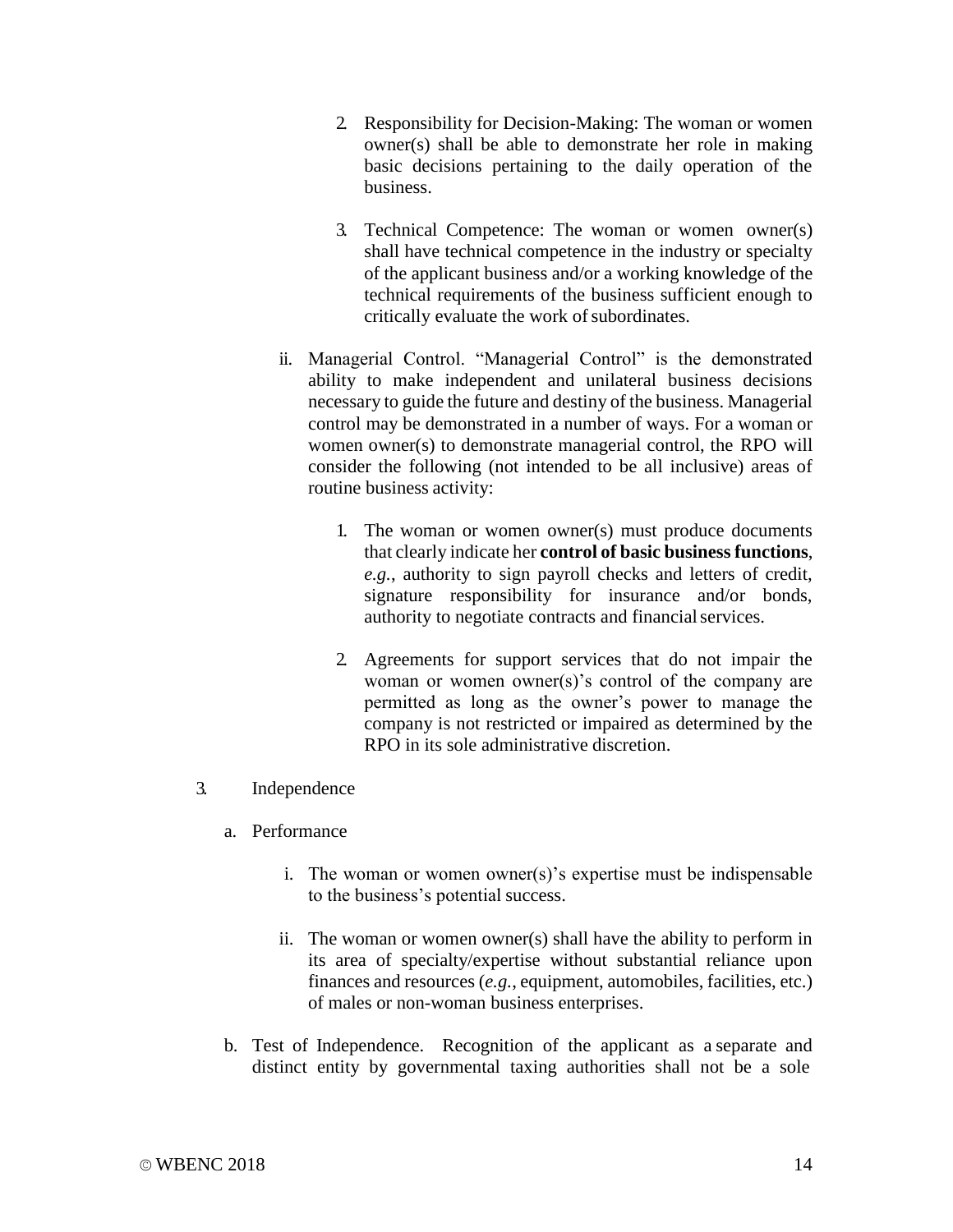2. Responsibility for Decision-Making: The woman or women owner(s) shall be able to demonstrate her role in making basic decisions pertaining to the daily operation of the business.

3. Technical Competence: The woman or women owner(s) shall have technical competence in the industry or specialty of the applicant business and/or a working knowledge of the technical requirements of the business sufficient enough to critically evaluate the work of subordinates.

ii. Managerial Control. "Managerial Control" is the demonstrated ability to make independent and unilateral business decisions necessary to guide the future and destiny of the business. Managerial control may be demonstrated in a number of ways. For a woman or women owner(s) to demonstrate managerial control, the RPO will consider the following (not intended to be all inclusive) areas of routine business activity:

1. The woman or women owner(s) must produce documents that clearly indicate her **control of basic business functions**, *e.g.*, authority to sign payroll checks and letters of credit, signature responsibility for insurance and/or bonds, authority to negotiate contracts and financial services.

2. Agreements for support services that do not impair the woman or women owner(s)'s control of the company are permitted as long as the owner's power to manage the company is not restricted or impaired as determined by the RPO in its sole administrative discretion.

3. Independence

a. Performance

i. The woman or women owner(s)'s expertise must be indispensable to the business's potential success.

ii. The woman or women owner(s) shall have the ability to perform in its area of specialty/expertise without substantial reliance upon finances and resources (*e.g.*, equipment, automobiles, facilities, etc.) of males or non-woman business enterprises.

b. Test of Independence. Recognition of the applicant as a separate and distinct entity by governmental taxing authorities shall not be a sole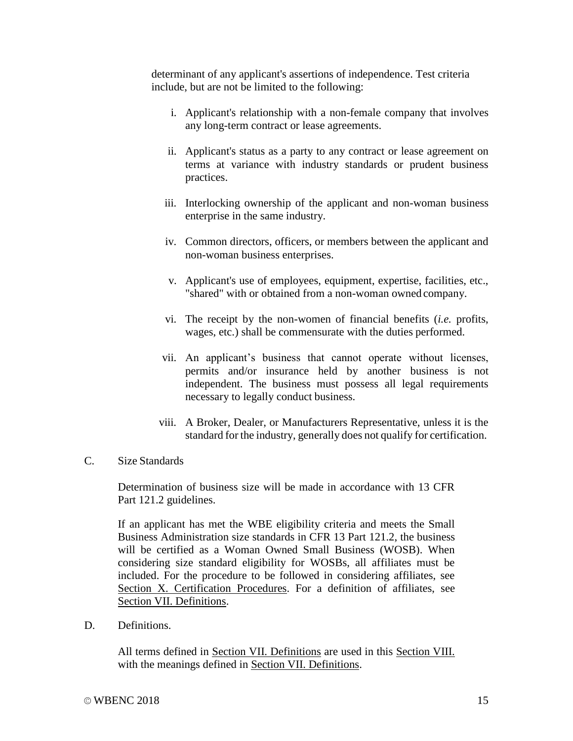determinant of any applicant's assertions of independence. Test criteria include, but are not be limited to the following:

i. Applicant's relationship with a non-female company that involves any long-term contract or lease agreements.

ii. Applicant's status as a party to any contract or lease agreement on terms at variance with industry standards or prudent business practices.

iii. Interlocking ownership of the applicant and non-woman business enterprise in the same industry.

iv. Common directors, officers, or members between the applicant and non-woman business enterprises.

v. Applicant's use of employees, equipment, expertise, facilities, etc., "shared" with or obtained from a non-woman owned company.

vi. The receipt by the non-women of financial benefits (*i.e.* profits, wages, etc.) shall be commensurate with the duties performed.

vii. An applicant's business that cannot operate without licenses, permits and/or insurance held by another business is not independent. The business must possess all legal requirements necessary to legally conduct business.

viii. A Broker, Dealer, or Manufacturers Representative, unless it is the standard for the industry, generally does not qualify for certification.

C. Size Standards

Determination of business size will be made in accordance with 13 CFR Part 121.2 guidelines.

If an applicant has met the WBE eligibility criteria and meets the Small Business Administration size standards in CFR 13 Part 121.2, the business will be certified as a Woman Owned Small Business (WOSB). When considering size standard eligibility for WOSBs, all affiliates must be included. For the procedure to be followed in considering affiliates, see Section X. Certification Procedures. For a definition of affiliates, see Section VII. Definitions.

D. Definitions.

All terms defined in Section VII. Definitions are used in this Section VIII. with the meanings defined in Section VII. Definitions.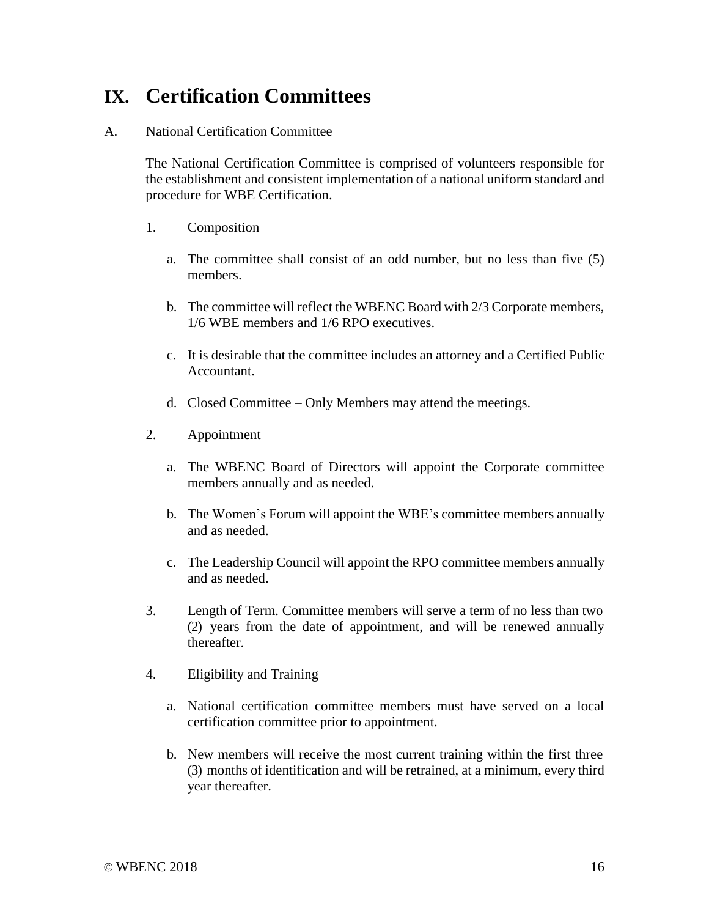# IX. Certification Committees

A. National Certification Committee

The National Certification Committee is comprised of volunteers responsible for the establishment and consistent implementation of a national uniform standard and procedure for WBE Certification.

1. Composition

   a. The committee shall consist of an odd number, but no less than five (5) members.

   b. The committee will reflect the WBENC Board with 2/3 Corporate members, 1/6 WBE members and 1/6 RPO executives.

   c. It is desirable that the committee includes an attorney and a Certified Public Accountant.

   d. Closed Committee – Only Members may attend the meetings.

2. Appointment

   a. The WBENC Board of Directors will appoint the Corporate committee members annually and as needed.

   b. The Women's Forum will appoint the WBE's committee members annually and as needed.

   c. The Leadership Council will appoint the RPO committee members annually and as needed.

3. Length of Term. Committee members will serve a term of no less than two (2) years from the date of appointment, and will be renewed annually thereafter.

4. Eligibility and Training

   a. National certification committee members must have served on a local certification committee prior to appointment.

   b. New members will receive the most current training within the first three (3) months of identification and will be retrained, at a minimum, every third year thereafter.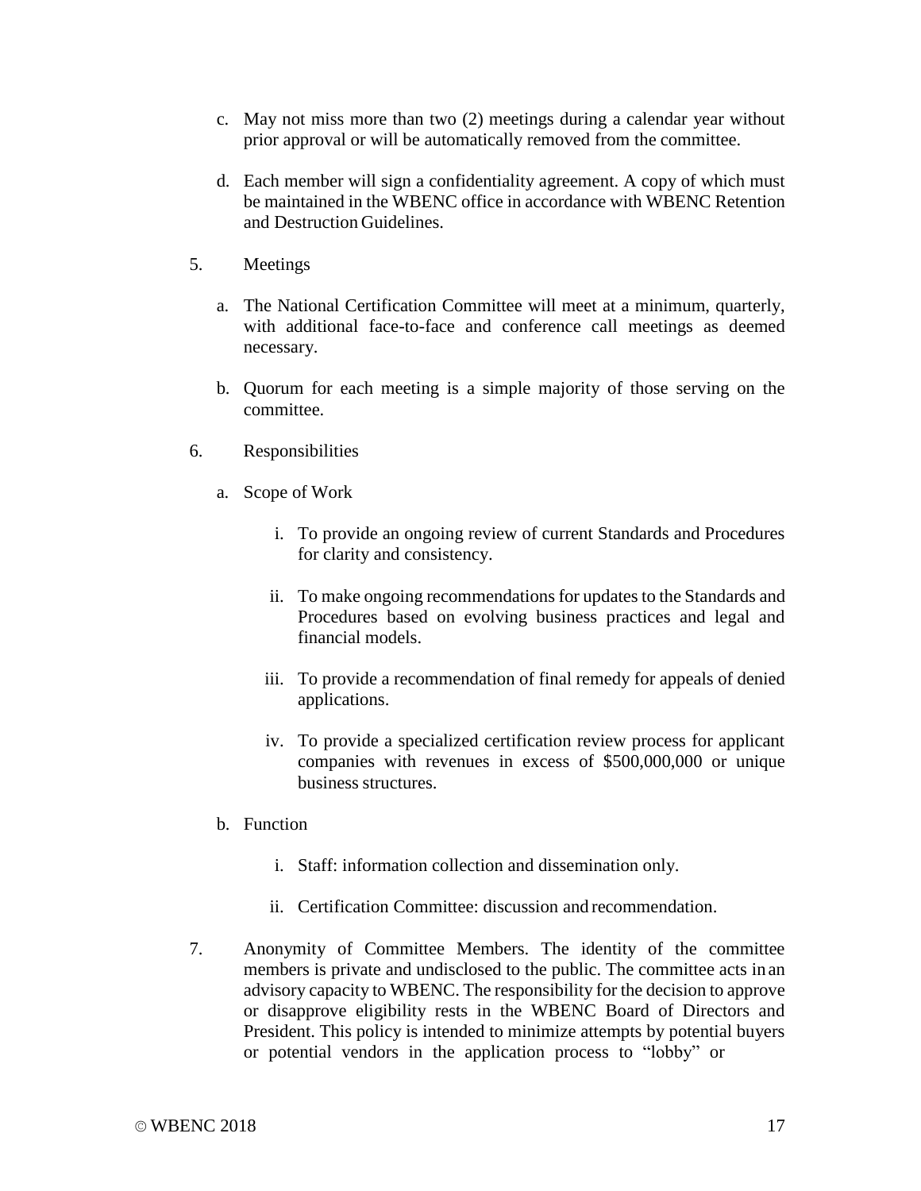c. May not miss more than two (2) meetings during a calendar year without prior approval or will be automatically removed from the committee.

d. Each member will sign a confidentiality agreement. A copy of which must be maintained in the WBENC office in accordance with WBENC Retention and Destruction Guidelines.

5. Meetings

   a. The National Certification Committee will meet at a minimum, quarterly, with additional face-to-face and conference call meetings as deemed necessary.

   b. Quorum for each meeting is a simple majority of those serving on the committee.

6. Responsibilities

   a. Scope of Work

      i. To provide an ongoing review of current Standards and Procedures for clarity and consistency.

      ii. To make ongoing recommendations for updates to the Standards and Procedures based on evolving business practices and legal and financial models.

      iii. To provide a recommendation of final remedy for appeals of denied applications.

      iv. To provide a specialized certification review process for applicant companies with revenues in excess of $500,000,000 or unique business structures.

   b. Function

      i. Staff: information collection and dissemination only.

      ii. Certification Committee: discussion and recommendation.

7. Anonymity of Committee Members. The identity of the committee members is private and undisclosed to the public. The committee acts in an advisory capacity to WBENC. The responsibility for the decision to approve or disapprove eligibility rests in the WBENC Board of Directors and President. This policy is intended to minimize attempts by potential buyers or potential vendors in the application process to "lobby" or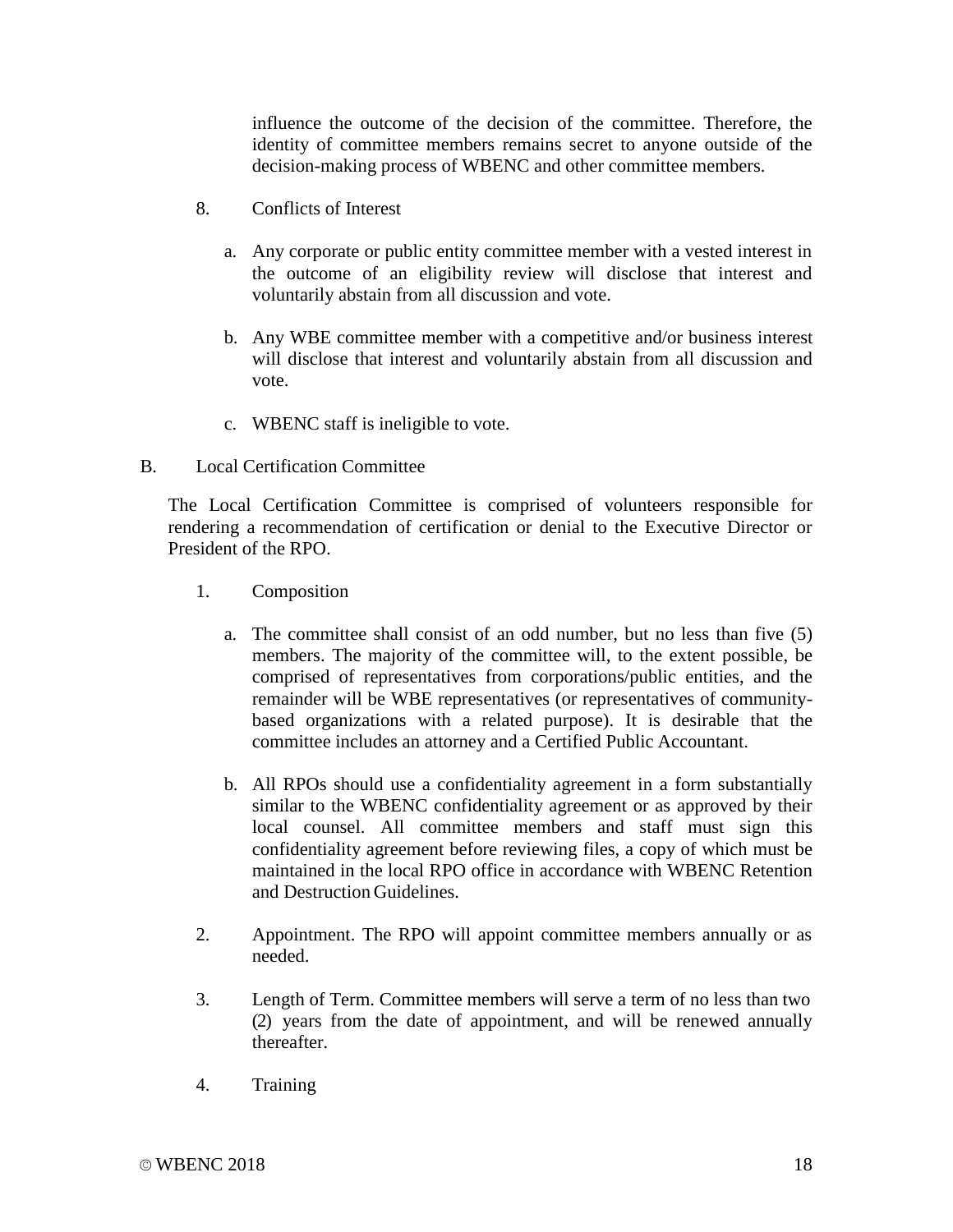influence the outcome of the decision of the committee. Therefore, the identity of committee members remains secret to anyone outside of the decision-making process of WBENC and other committee members.

8. Conflicts of Interest

   a. Any corporate or public entity committee member with a vested interest in the outcome of an eligibility review will disclose that interest and voluntarily abstain from all discussion and vote.

   b. Any WBE committee member with a competitive and/or business interest will disclose that interest and voluntarily abstain from all discussion and vote.

   c. WBENC staff is ineligible to vote.

B. Local Certification Committee

The Local Certification Committee is comprised of volunteers responsible for rendering a recommendation of certification or denial to the Executive Director or President of the RPO.

1. Composition

   a. The committee shall consist of an odd number, but no less than five (5) members. The majority of the committee will, to the extent possible, be comprised of representatives from corporations/public entities, and the remainder will be WBE representatives (or representatives of community-based organizations with a related purpose). It is desirable that the committee includes an attorney and a Certified Public Accountant.

   b. All RPOs should use a confidentiality agreement in a form substantially similar to the WBENC confidentiality agreement or as approved by their local counsel. All committee members and staff must sign this confidentiality agreement before reviewing files, a copy of which must be maintained in the local RPO office in accordance with WBENC Retention and Destruction Guidelines.

2. Appointment. The RPO will appoint committee members annually or as needed.

3. Length of Term. Committee members will serve a term of no less than two (2) years from the date of appointment, and will be renewed annually thereafter.

4. Training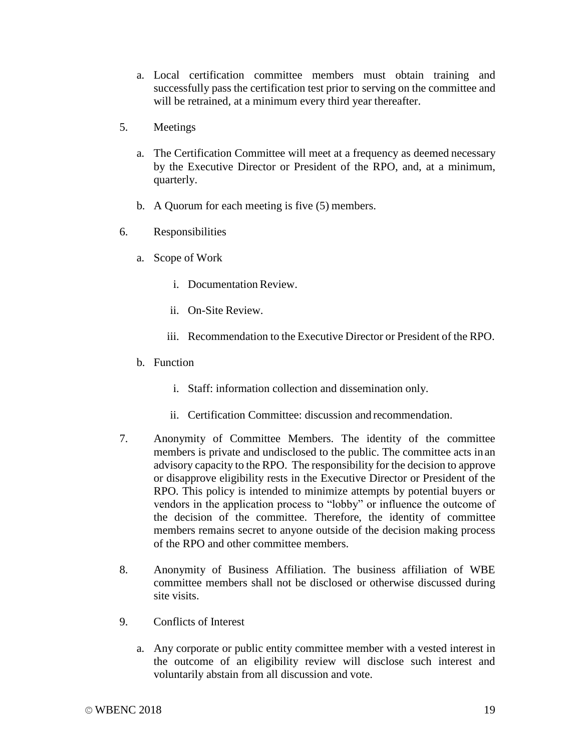a. Local certification committee members must obtain training and successfully pass the certification test prior to serving on the committee and will be retrained, at a minimum every third year thereafter.

5. Meetings

   a. The Certification Committee will meet at a frequency as deemed necessary by the Executive Director or President of the RPO, and, at a minimum, quarterly.

   b. A Quorum for each meeting is five (5) members.

6. Responsibilities

   a. Scope of Work

      i. Documentation Review.

      ii. On-Site Review.

      iii. Recommendation to the Executive Director or President of the RPO.

   b. Function

      i. Staff: information collection and dissemination only.

      ii. Certification Committee: discussion and recommendation.

7. Anonymity of Committee Members. The identity of the committee members is private and undisclosed to the public. The committee acts in an advisory capacity to the RPO. The responsibility for the decision to approve or disapprove eligibility rests in the Executive Director or President of the RPO. This policy is intended to minimize attempts by potential buyers or vendors in the application process to "lobby" or influence the outcome of the decision of the committee. Therefore, the identity of committee members remains secret to anyone outside of the decision making process of the RPO and other committee members.

8. Anonymity of Business Affiliation. The business affiliation of WBE committee members shall not be disclosed or otherwise discussed during site visits.

9. Conflicts of Interest

   a. Any corporate or public entity committee member with a vested interest in the outcome of an eligibility review will disclose such interest and voluntarily abstain from all discussion and vote.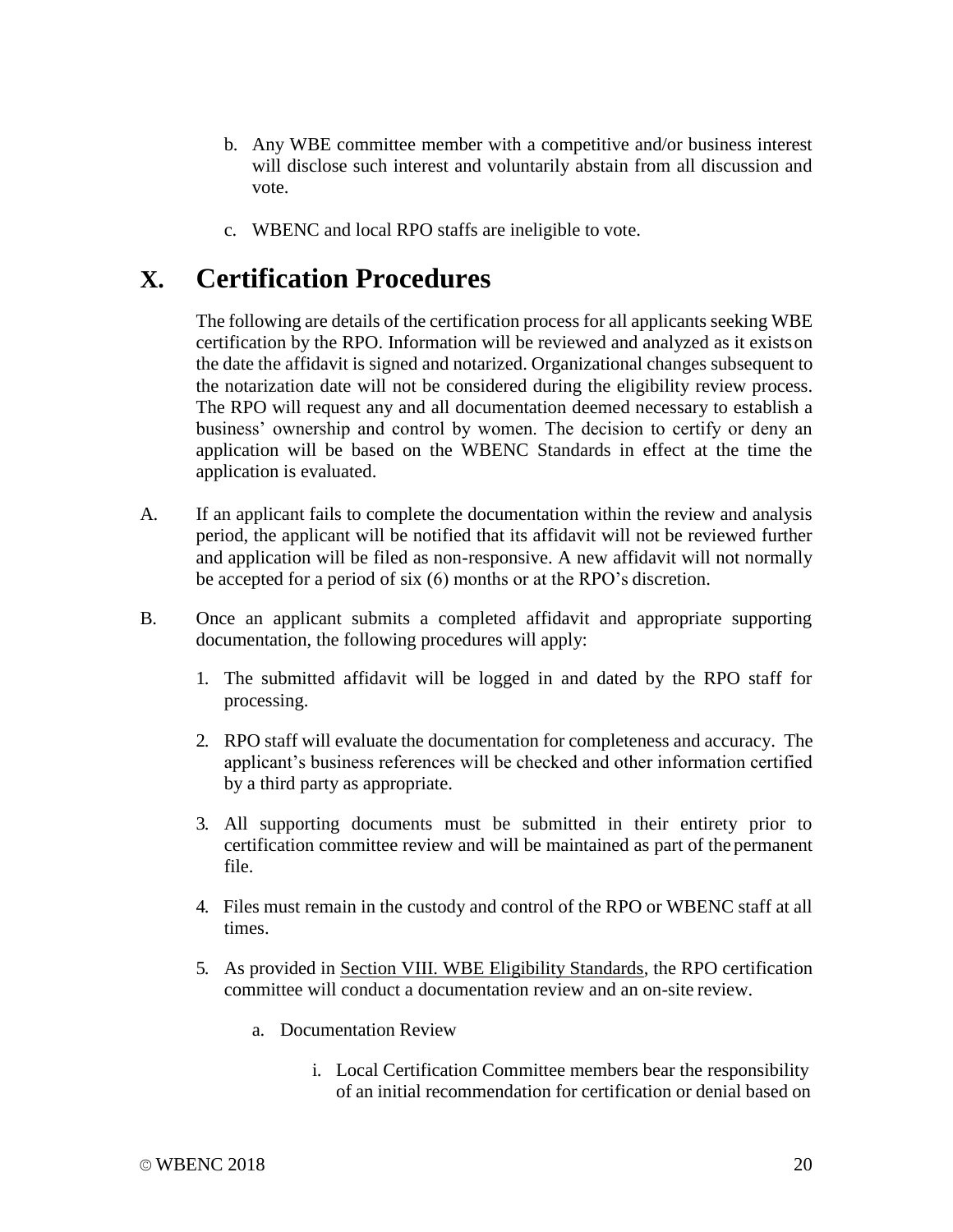b. Any WBE committee member with a competitive and/or business interest will disclose such interest and voluntarily abstain from all discussion and vote.

c. WBENC and local RPO staffs are ineligible to vote.

# X. Certification Procedures

The following are details of the certification process for all applicants seeking WBE certification by the RPO. Information will be reviewed and analyzed as it exists on the date the affidavit is signed and notarized. Organizational changes subsequent to the notarization date will not be considered during the eligibility review process. The RPO will request any and all documentation deemed necessary to establish a business' ownership and control by women. The decision to certify or deny an application will be based on the WBENC Standards in effect at the time the application is evaluated.

A. If an applicant fails to complete the documentation within the review and analysis period, the applicant will be notified that its affidavit will not be reviewed further and application will be filed as non-responsive. A new affidavit will not normally be accepted for a period of six (6) months or at the RPO's discretion.

B. Once an applicant submits a completed affidavit and appropriate supporting documentation, the following procedures will apply:

1. The submitted affidavit will be logged in and dated by the RPO staff for processing.

2. RPO staff will evaluate the documentation for completeness and accuracy. The applicant's business references will be checked and other information certified by a third party as appropriate.

3. All supporting documents must be submitted in their entirety prior to certification committee review and will be maintained as part of the permanent file.

4. Files must remain in the custody and control of the RPO or WBENC staff at all times.

5. As provided in Section VIII. WBE Eligibility Standards, the RPO certification committee will conduct a documentation review and an on-site review.

   a. Documentation Review

      i. Local Certification Committee members bear the responsibility of an initial recommendation for certification or denial based on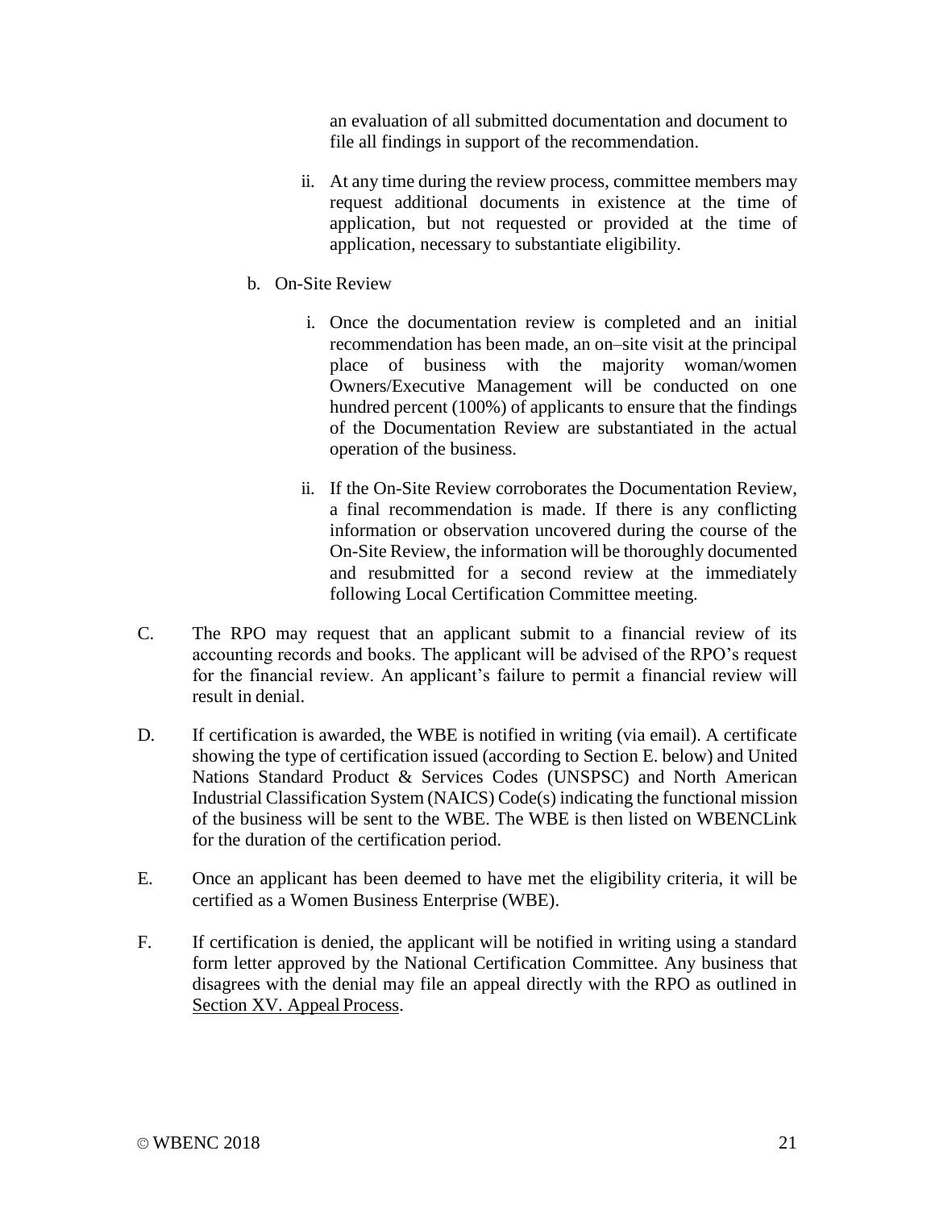an evaluation of all submitted documentation and document to file all findings in support of the recommendation.

   ii. At any time during the review process, committee members may request additional documents in existence at the time of application, but not requested or provided at the time of application, necessary to substantiate eligibility.

b. On-Site Review

   i. Once the documentation review is completed and an initial recommendation has been made, an on–site visit at the principal place of business with the majority woman/women Owners/Executive Management will be conducted on one hundred percent (100%) of applicants to ensure that the findings of the Documentation Review are substantiated in the actual operation of the business.

   ii. If the On-Site Review corroborates the Documentation Review, a final recommendation is made. If there is any conflicting information or observation uncovered during the course of the On-Site Review, the information will be thoroughly documented and resubmitted for a second review at the immediately following Local Certification Committee meeting.

C. The RPO may request that an applicant submit to a financial review of its accounting records and books. The applicant will be advised of the RPO's request for the financial review. An applicant's failure to permit a financial review will result in denial.

D. If certification is awarded, the WBE is notified in writing (via email). A certificate showing the type of certification issued (according to Section E. below) and United Nations Standard Product & Services Codes (UNSPSC) and North American Industrial Classification System (NAICS) Code(s) indicating the functional mission of the business will be sent to the WBE. The WBE is then listed on WBENCLink for the duration of the certification period.

E. Once an applicant has been deemed to have met the eligibility criteria, it will be certified as a Women Business Enterprise (WBE).

F. If certification is denied, the applicant will be notified in writing using a standard form letter approved by the National Certification Committee. Any business that disagrees with the denial may file an appeal directly with the RPO as outlined in Section XV. Appeal Process.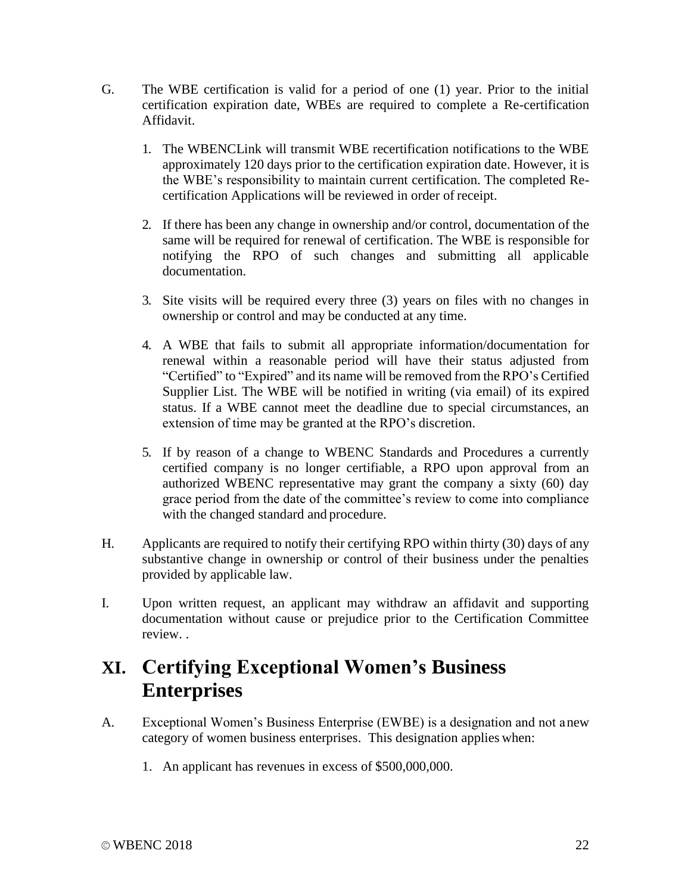G. The WBE certification is valid for a period of one (1) year. Prior to the initial certification expiration date, WBEs are required to complete a Re-certification Affidavit.

1. The WBENCLink will transmit WBE recertification notifications to the WBE approximately 120 days prior to the certification expiration date. However, it is the WBE's responsibility to maintain current certification. The completed Re-certification Applications will be reviewed in order of receipt.

2. If there has been any change in ownership and/or control, documentation of the same will be required for renewal of certification. The WBE is responsible for notifying the RPO of such changes and submitting all applicable documentation.

3. Site visits will be required every three (3) years on files with no changes in ownership or control and may be conducted at any time.

4. A WBE that fails to submit all appropriate information/documentation for renewal within a reasonable period will have their status adjusted from "Certified" to "Expired" and its name will be removed from the RPO's Certified Supplier List. The WBE will be notified in writing (via email) of its expired status. If a WBE cannot meet the deadline due to special circumstances, an extension of time may be granted at the RPO's discretion.

5. If by reason of a change to WBENC Standards and Procedures a currently certified company is no longer certifiable, a RPO upon approval from an authorized WBENC representative may grant the company a sixty (60) day grace period from the date of the committee's review to come into compliance with the changed standard and procedure.

H. Applicants are required to notify their certifying RPO within thirty (30) days of any substantive change in ownership or control of their business under the penalties provided by applicable law.

I. Upon written request, an applicant may withdraw an affidavit and supporting documentation without cause or prejudice prior to the Certification Committee review. .

# XI. Certifying Exceptional Women's Business Enterprises

A. Exceptional Women's Business Enterprise (EWBE) is a designation and not a new category of women business enterprises. This designation applies when:

1. An applicant has revenues in excess of $500,000,000.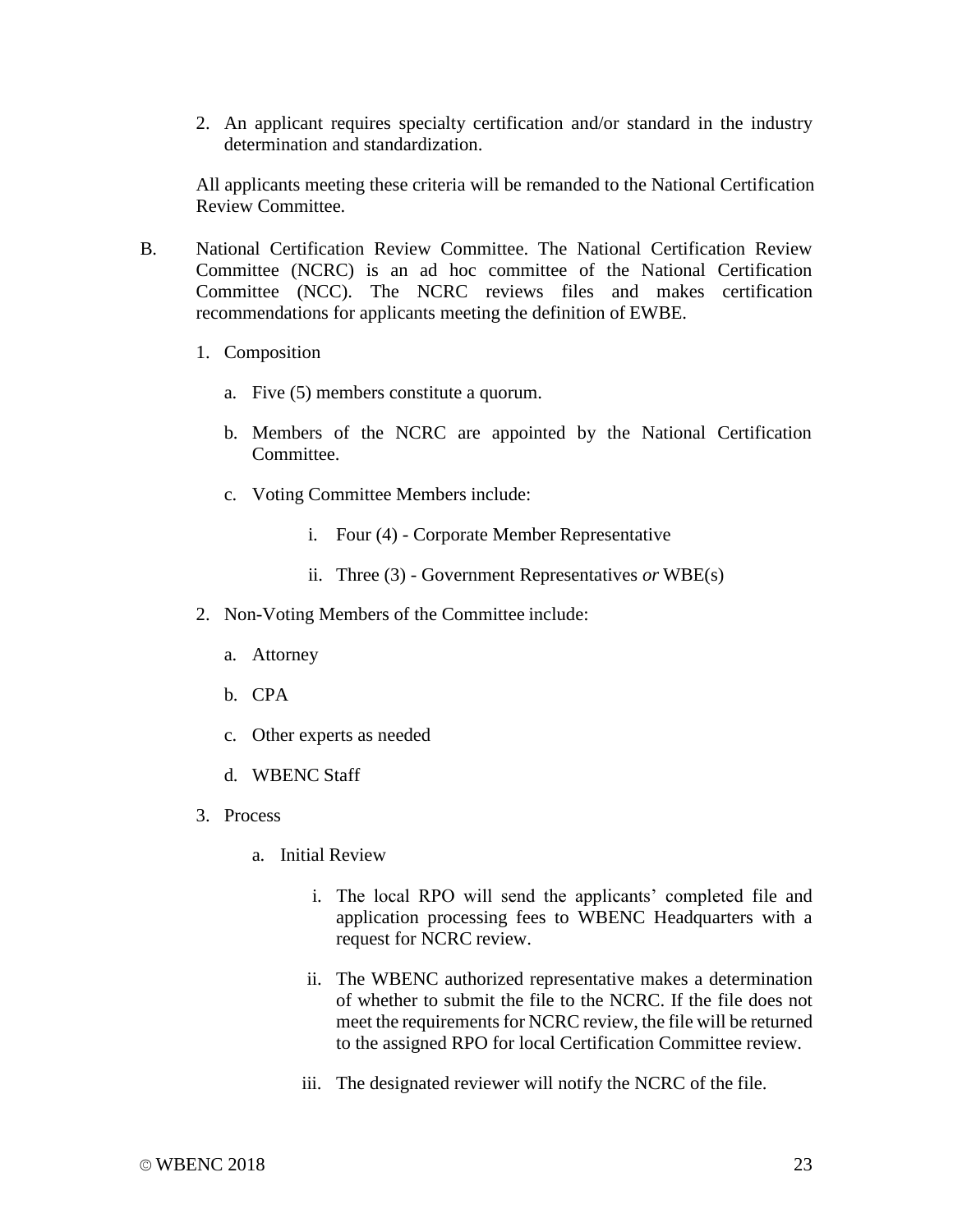2. An applicant requires specialty certification and/or standard in the industry determination and standardization.

All applicants meeting these criteria will be remanded to the National Certification Review Committee.

B. National Certification Review Committee. The National Certification Review Committee (NCRC) is an ad hoc committee of the National Certification Committee (NCC). The NCRC reviews files and makes certification recommendations for applicants meeting the definition of EWBE.

1. Composition

   a. Five (5) members constitute a quorum.

   b. Members of the NCRC are appointed by the National Certification Committee.

   c. Voting Committee Members include:

      i. Four (4) - Corporate Member Representative

      ii. Three (3) - Government Representatives *or* WBE(s)

2. Non-Voting Members of the Committee include:

   a. Attorney

   b. CPA

   c. Other experts as needed

   d. WBENC Staff

3. Process

   a. Initial Review

      i. The local RPO will send the applicants' completed file and application processing fees to WBENC Headquarters with a request for NCRC review.

      ii. The WBENC authorized representative makes a determination of whether to submit the file to the NCRC. If the file does not meet the requirements for NCRC review, the file will be returned to the assigned RPO for local Certification Committee review.

      iii. The designated reviewer will notify the NCRC of the file.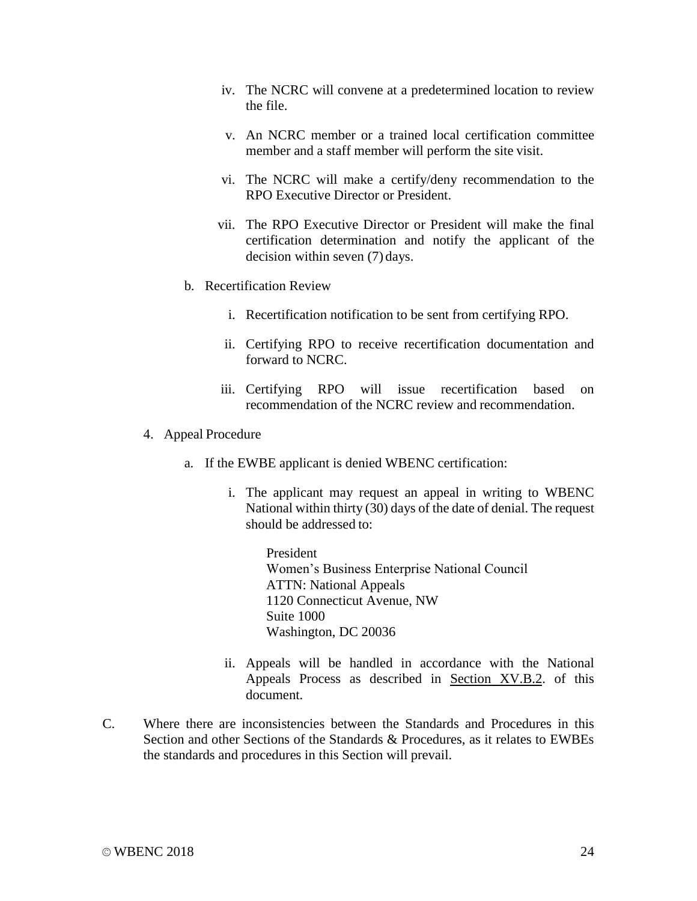iv. The NCRC will convene at a predetermined location to review the file.

v. An NCRC member or a trained local certification committee member and a staff member will perform the site visit.

vi. The NCRC will make a certify/deny recommendation to the RPO Executive Director or President.

vii. The RPO Executive Director or President will make the final certification determination and notify the applicant of the decision within seven (7) days.

b. Recertification Review

i. Recertification notification to be sent from certifying RPO.

ii. Certifying RPO to receive recertification documentation and forward to NCRC.

iii. Certifying RPO will issue recertification based on recommendation of the NCRC review and recommendation.

4. Appeal Procedure

a. If the EWBE applicant is denied WBENC certification:

i. The applicant may request an appeal in writing to WBENC National within thirty (30) days of the date of denial. The request should be addressed to:

President  
Women's Business Enterprise National Council  
ATTN: National Appeals  
1120 Connecticut Avenue, NW  
Suite 1000  
Washington, DC 20036

ii. Appeals will be handled in accordance with the National Appeals Process as described in Section XV.B.2. of this document.

C. Where there are inconsistencies between the Standards and Procedures in this Section and other Sections of the Standards & Procedures, as it relates to EWBEs the standards and procedures in this Section will prevail.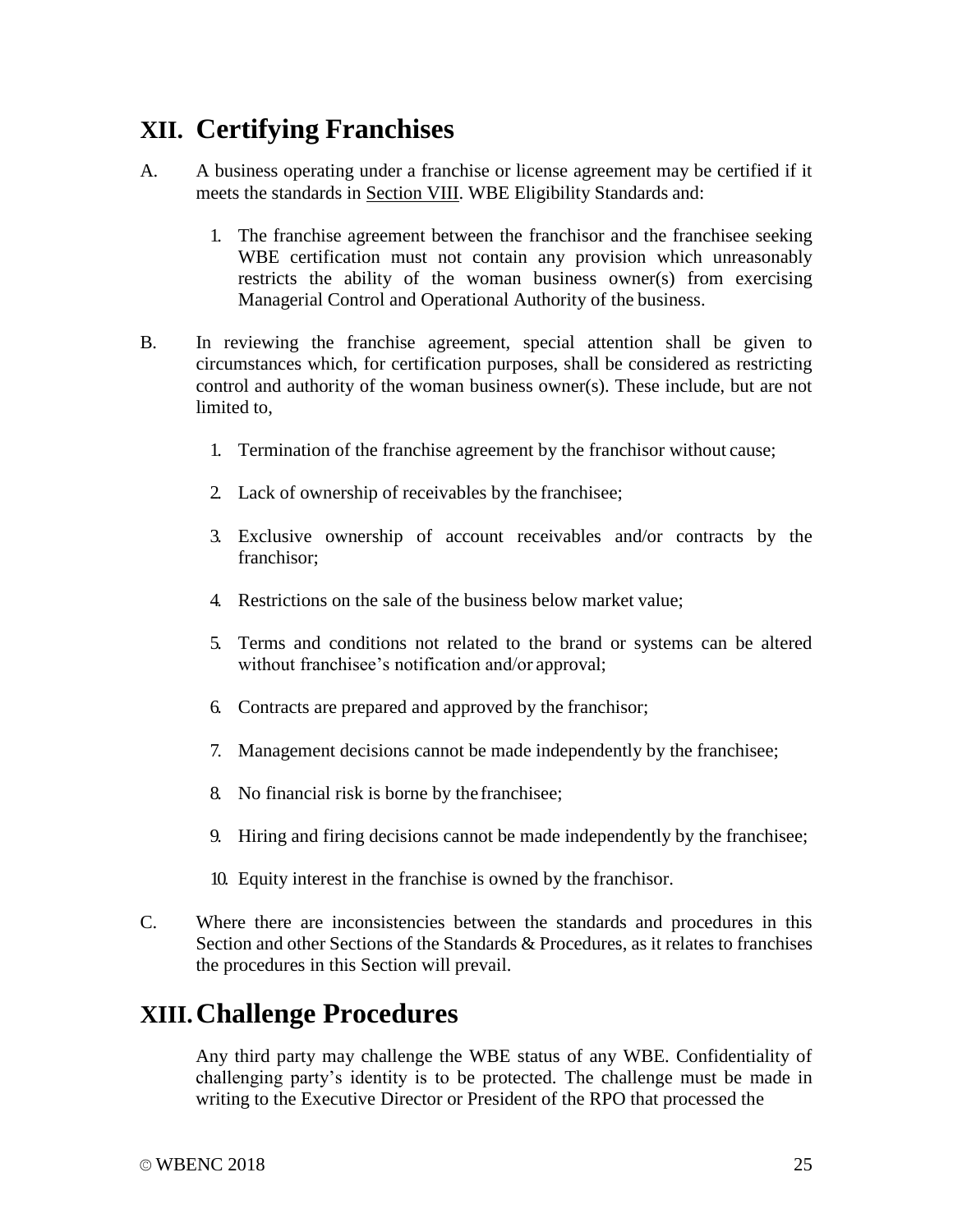## XII. Certifying Franchises

A. A business operating under a franchise or license agreement may be certified if it meets the standards in Section VIII. WBE Eligibility Standards and:

   1. The franchise agreement between the franchisor and the franchisee seeking WBE certification must not contain any provision which unreasonably restricts the ability of the woman business owner(s) from exercising Managerial Control and Operational Authority of the business.

B. In reviewing the franchise agreement, special attention shall be given to circumstances which, for certification purposes, shall be considered as restricting control and authority of the woman business owner(s). These include, but are not limited to,

   1. Termination of the franchise agreement by the franchisor without cause;
   2. Lack of ownership of receivables by the franchisee;
   3. Exclusive ownership of account receivables and/or contracts by the franchisor;
   4. Restrictions on the sale of the business below market value;
   5. Terms and conditions not related to the brand or systems can be altered without franchisee's notification and/or approval;
   6. Contracts are prepared and approved by the franchisor;
   7. Management decisions cannot be made independently by the franchisee;
   8. No financial risk is borne by the franchisee;
   9. Hiring and firing decisions cannot be made independently by the franchisee;
   10. Equity interest in the franchise is owned by the franchisor.

C. Where there are inconsistencies between the standards and procedures in this Section and other Sections of the Standards & Procedures, as it relates to franchises the procedures in this Section will prevail.

## XIII. Challenge Procedures

Any third party may challenge the WBE status of any WBE. Confidentiality of challenging party's identity is to be protected. The challenge must be made in writing to the Executive Director or President of the RPO that processed the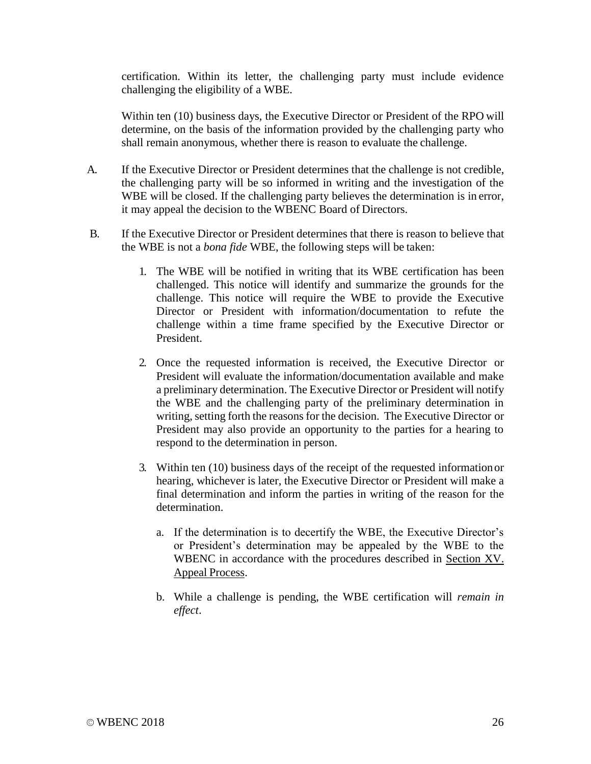certification. Within its letter, the challenging party must include evidence challenging the eligibility of a WBE.

Within ten (10) business days, the Executive Director or President of the RPO will determine, on the basis of the information provided by the challenging party who shall remain anonymous, whether there is reason to evaluate the challenge.

A. If the Executive Director or President determines that the challenge is not credible, the challenging party will be so informed in writing and the investigation of the WBE will be closed. If the challenging party believes the determination is in error, it may appeal the decision to the WBENC Board of Directors.

B. If the Executive Director or President determines that there is reason to believe that the WBE is not a *bona fide* WBE, the following steps will be taken:

   1. The WBE will be notified in writing that its WBE certification has been challenged. This notice will identify and summarize the grounds for the challenge. This notice will require the WBE to provide the Executive Director or President with information/documentation to refute the challenge within a time frame specified by the Executive Director or President.

   2. Once the requested information is received, the Executive Director or President will evaluate the information/documentation available and make a preliminary determination. The Executive Director or President will notify the WBE and the challenging party of the preliminary determination in writing, setting forth the reasons for the decision. The Executive Director or President may also provide an opportunity to the parties for a hearing to respond to the determination in person.

   3. Within ten (10) business days of the receipt of the requested information or hearing, whichever is later, the Executive Director or President will make a final determination and inform the parties in writing of the reason for the determination.

      a. If the determination is to decertify the WBE, the Executive Director's or President's determination may be appealed by the WBE to the WBENC in accordance with the procedures described in Section XV. Appeal Process.

      b. While a challenge is pending, the WBE certification will *remain in effect*.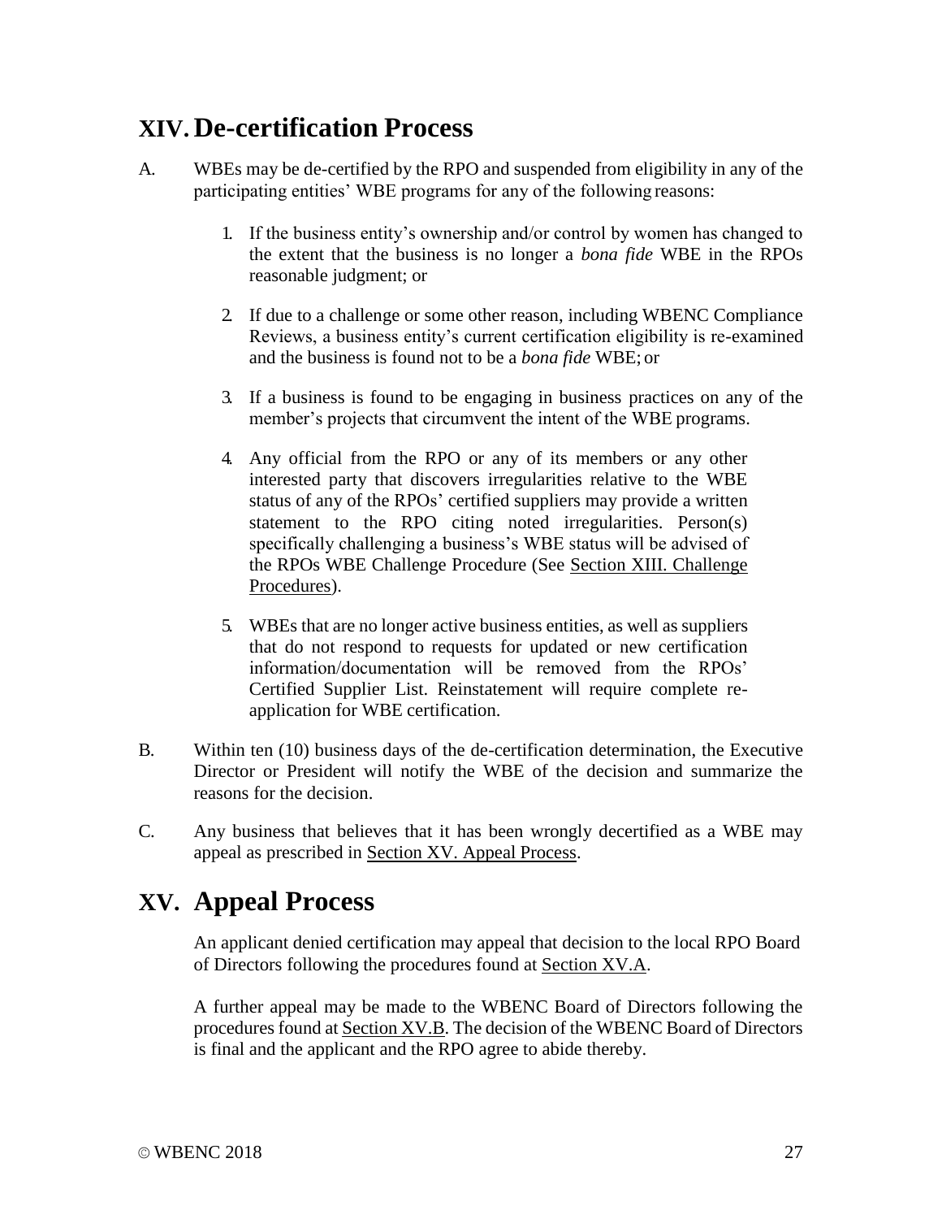## XIV. De-certification Process

A. WBEs may be de-certified by the RPO and suspended from eligibility in any of the participating entities' WBE programs for any of the following reasons:

1. If the business entity's ownership and/or control by women has changed to the extent that the business is no longer a *bona fide* WBE in the RPOs reasonable judgment; or

2. If due to a challenge or some other reason, including WBENC Compliance Reviews, a business entity's current certification eligibility is re-examined and the business is found not to be a *bona fide* WBE; or

3. If a business is found to be engaging in business practices on any of the member's projects that circumvent the intent of the WBE programs.

4. Any official from the RPO or any of its members or any other interested party that discovers irregularities relative to the WBE status of any of the RPOs' certified suppliers may provide a written statement to the RPO citing noted irregularities. Person(s) specifically challenging a business's WBE status will be advised of the RPOs WBE Challenge Procedure (See Section XIII. Challenge Procedures).

5. WBEs that are no longer active business entities, as well as suppliers that do not respond to requests for updated or new certification information/documentation will be removed from the RPOs' Certified Supplier List. Reinstatement will require complete re-application for WBE certification.

B. Within ten (10) business days of the de-certification determination, the Executive Director or President will notify the WBE of the decision and summarize the reasons for the decision.

C. Any business that believes that it has been wrongly decertified as a WBE may appeal as prescribed in Section XV. Appeal Process.

## XV. Appeal Process

An applicant denied certification may appeal that decision to the local RPO Board of Directors following the procedures found at Section XV.A.

A further appeal may be made to the WBENC Board of Directors following the procedures found at Section XV.B. The decision of the WBENC Board of Directors is final and the applicant and the RPO agree to abide thereby.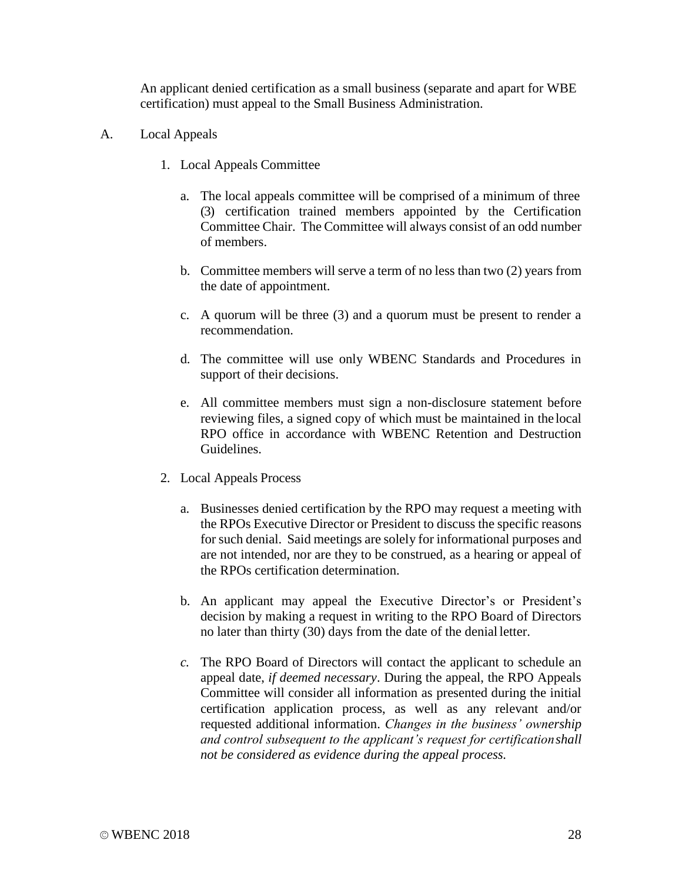An applicant denied certification as a small business (separate and apart for WBE certification) must appeal to the Small Business Administration.

A. Local Appeals

1. Local Appeals Committee

   a. The local appeals committee will be comprised of a minimum of three (3) certification trained members appointed by the Certification Committee Chair. The Committee will always consist of an odd number of members.

   b. Committee members will serve a term of no less than two (2) years from the date of appointment.

   c. A quorum will be three (3) and a quorum must be present to render a recommendation.

   d. The committee will use only WBENC Standards and Procedures in support of their decisions.

   e. All committee members must sign a non-disclosure statement before reviewing files, a signed copy of which must be maintained in the local RPO office in accordance with WBENC Retention and Destruction Guidelines.

2. Local Appeals Process

   a. Businesses denied certification by the RPO may request a meeting with the RPOs Executive Director or President to discuss the specific reasons for such denial. Said meetings are solely for informational purposes and are not intended, nor are they to be construed, as a hearing or appeal of the RPOs certification determination.

   b. An applicant may appeal the Executive Director's or President's decision by making a request in writing to the RPO Board of Directors no later than thirty (30) days from the date of the denial letter.

   *c.* The RPO Board of Directors will contact the applicant to schedule an appeal date, *if deemed necessary*. During the appeal, the RPO Appeals Committee will consider all information as presented during the initial certification application process, as well as any relevant and/or requested additional information. *Changes in the business' ownership and control subsequent to the applicant's request for certification shall not be considered as evidence during the appeal process.*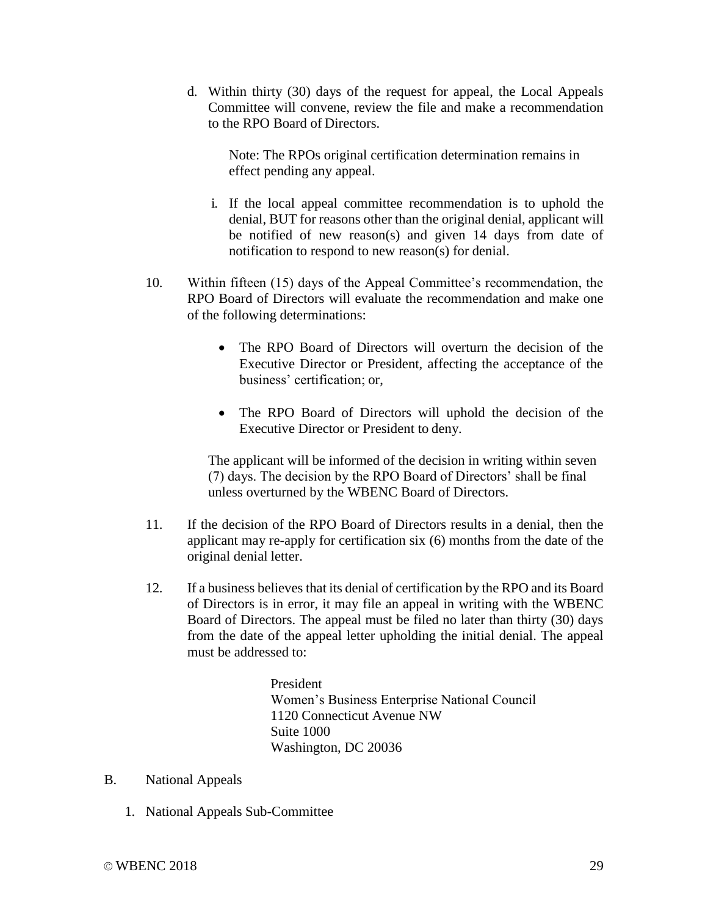d. Within thirty (30) days of the request for appeal, the Local Appeals Committee will convene, review the file and make a recommendation to the RPO Board of Directors.

   Note: The RPOs original certification determination remains in effect pending any appeal.

   i. If the local appeal committee recommendation is to uphold the denial, BUT for reasons other than the original denial, applicant will be notified of new reason(s) and given 14 days from date of notification to respond to new reason(s) for denial.

10. Within fifteen (15) days of the Appeal Committee's recommendation, the RPO Board of Directors will evaluate the recommendation and make one of the following determinations:

    - The RPO Board of Directors will overturn the decision of the Executive Director or President, affecting the acceptance of the business' certification; or,
    - The RPO Board of Directors will uphold the decision of the Executive Director or President to deny.

    The applicant will be informed of the decision in writing within seven (7) days. The decision by the RPO Board of Directors' shall be final unless overturned by the WBENC Board of Directors.

11. If the decision of the RPO Board of Directors results in a denial, then the applicant may re-apply for certification six (6) months from the date of the original denial letter.

12. If a business believes that its denial of certification by the RPO and its Board of Directors is in error, it may file an appeal in writing with the WBENC Board of Directors. The appeal must be filed no later than thirty (30) days from the date of the appeal letter upholding the initial denial. The appeal must be addressed to:

    President
    Women's Business Enterprise National Council
    1120 Connecticut Avenue NW
    Suite 1000
    Washington, DC 20036

B. National Appeals

1. National Appeals Sub-Committee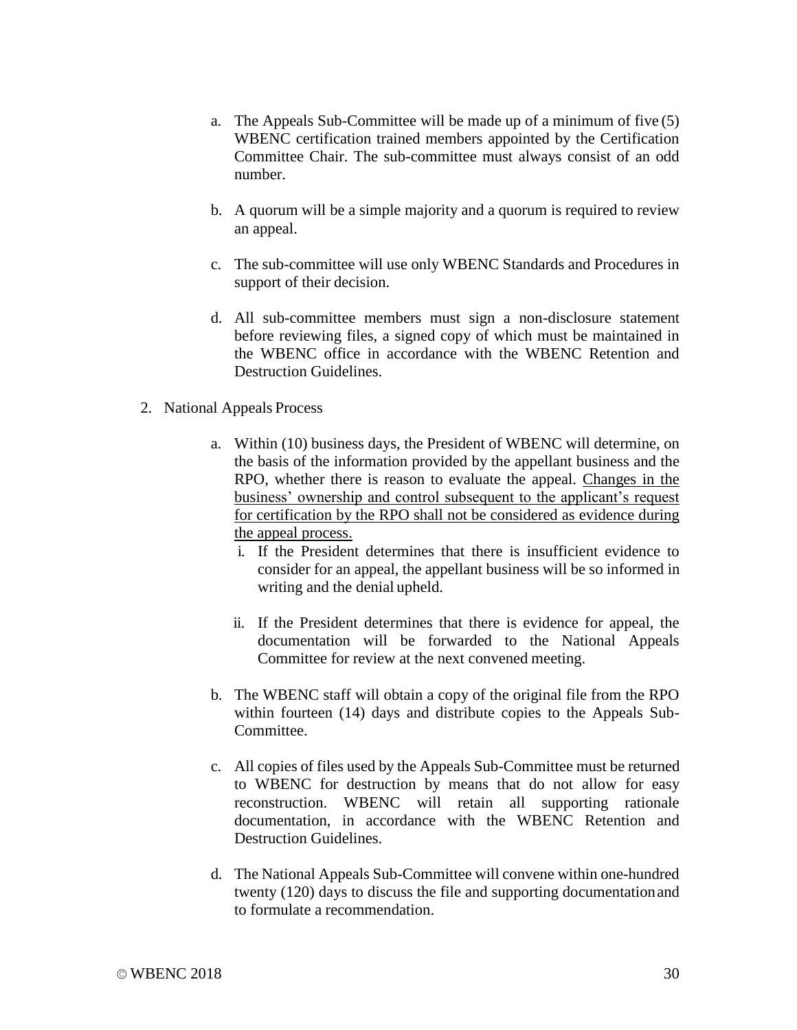a. The Appeals Sub-Committee will be made up of a minimum of five (5) WBENC certification trained members appointed by the Certification Committee Chair. The sub-committee must always consist of an odd number.

b. A quorum will be a simple majority and a quorum is required to review an appeal.

c. The sub-committee will use only WBENC Standards and Procedures in support of their decision.

d. All sub-committee members must sign a non-disclosure statement before reviewing files, a signed copy of which must be maintained in the WBENC office in accordance with the WBENC Retention and Destruction Guidelines.

2. National Appeals Process

a. Within (10) business days, the President of WBENC will determine, on the basis of the information provided by the appellant business and the RPO, whether there is reason to evaluate the appeal. <u>Changes in the business' ownership and control subsequent to the applicant's request for certification by the RPO shall not be considered as evidence during the appeal process.</u>

   i. If the President determines that there is insufficient evidence to consider for an appeal, the appellant business will be so informed in writing and the denial upheld.

   ii. If the President determines that there is evidence for appeal, the documentation will be forwarded to the National Appeals Committee for review at the next convened meeting.

b. The WBENC staff will obtain a copy of the original file from the RPO within fourteen (14) days and distribute copies to the Appeals Sub-Committee.

c. All copies of files used by the Appeals Sub-Committee must be returned to WBENC for destruction by means that do not allow for easy reconstruction. WBENC will retain all supporting rationale documentation, in accordance with the WBENC Retention and Destruction Guidelines.

d. The National Appeals Sub-Committee will convene within one-hundred twenty (120) days to discuss the file and supporting documentation and to formulate a recommendation.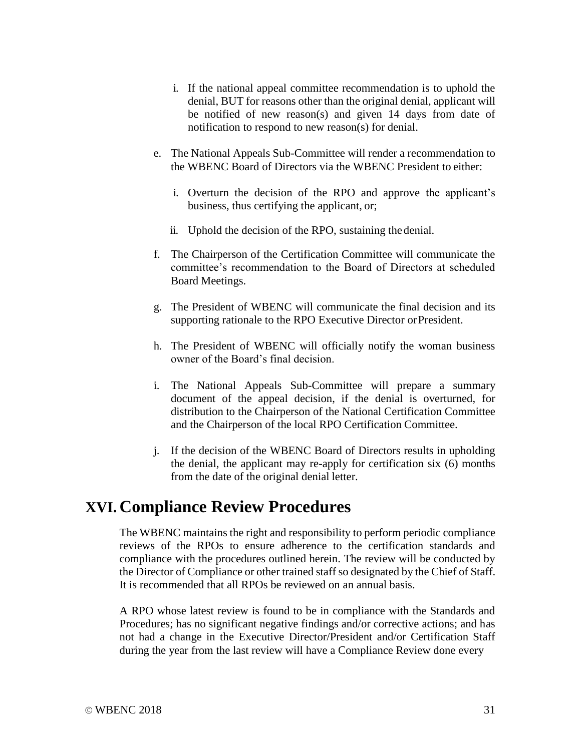i. If the national appeal committee recommendation is to uphold the denial, BUT for reasons other than the original denial, applicant will be notified of new reason(s) and given 14 days from date of notification to respond to new reason(s) for denial.

e. The National Appeals Sub-Committee will render a recommendation to the WBENC Board of Directors via the WBENC President to either:

   i. Overturn the decision of the RPO and approve the applicant's business, thus certifying the applicant, or;

   ii. Uphold the decision of the RPO, sustaining the denial.

f. The Chairperson of the Certification Committee will communicate the committee's recommendation to the Board of Directors at scheduled Board Meetings.

g. The President of WBENC will communicate the final decision and its supporting rationale to the RPO Executive Director or President.

h. The President of WBENC will officially notify the woman business owner of the Board's final decision.

i. The National Appeals Sub-Committee will prepare a summary document of the appeal decision, if the denial is overturned, for distribution to the Chairperson of the National Certification Committee and the Chairperson of the local RPO Certification Committee.

j. If the decision of the WBENC Board of Directors results in upholding the denial, the applicant may re-apply for certification six (6) months from the date of the original denial letter.

# XVI. Compliance Review Procedures

The WBENC maintains the right and responsibility to perform periodic compliance reviews of the RPOs to ensure adherence to the certification standards and compliance with the procedures outlined herein. The review will be conducted by the Director of Compliance or other trained staff so designated by the Chief of Staff. It is recommended that all RPOs be reviewed on an annual basis.

A RPO whose latest review is found to be in compliance with the Standards and Procedures; has no significant negative findings and/or corrective actions; and has not had a change in the Executive Director/President and/or Certification Staff during the year from the last review will have a Compliance Review done every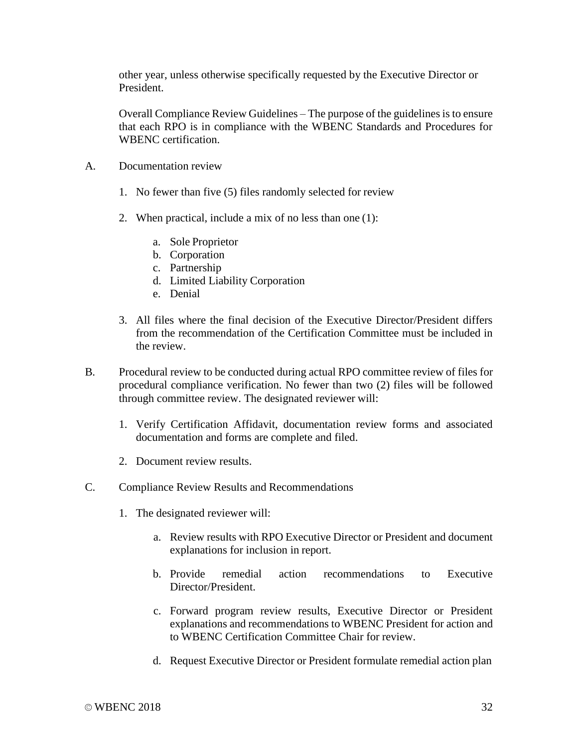other year, unless otherwise specifically requested by the Executive Director or President.

Overall Compliance Review Guidelines – The purpose of the guidelines is to ensure that each RPO is in compliance with the WBENC Standards and Procedures for WBENC certification.

A. Documentation review

1. No fewer than five (5) files randomly selected for review
2. When practical, include a mix of no less than one (1):
    a. Sole Proprietor
    b. Corporation
    c. Partnership
    d. Limited Liability Corporation
    e. Denial
3. All files where the final decision of the Executive Director/President differs from the recommendation of the Certification Committee must be included in the review.

B. Procedural review to be conducted during actual RPO committee review of files for procedural compliance verification. No fewer than two (2) files will be followed through committee review. The designated reviewer will:

1. Verify Certification Affidavit, documentation review forms and associated documentation and forms are complete and filed.
2. Document review results.

C. Compliance Review Results and Recommendations

1. The designated reviewer will:
    a. Review results with RPO Executive Director or President and document explanations for inclusion in report.
    b. Provide remedial action recommendations to Executive Director/President.
    c. Forward program review results, Executive Director or President explanations and recommendations to WBENC President for action and to WBENC Certification Committee Chair for review.
    d. Request Executive Director or President formulate remedial action plan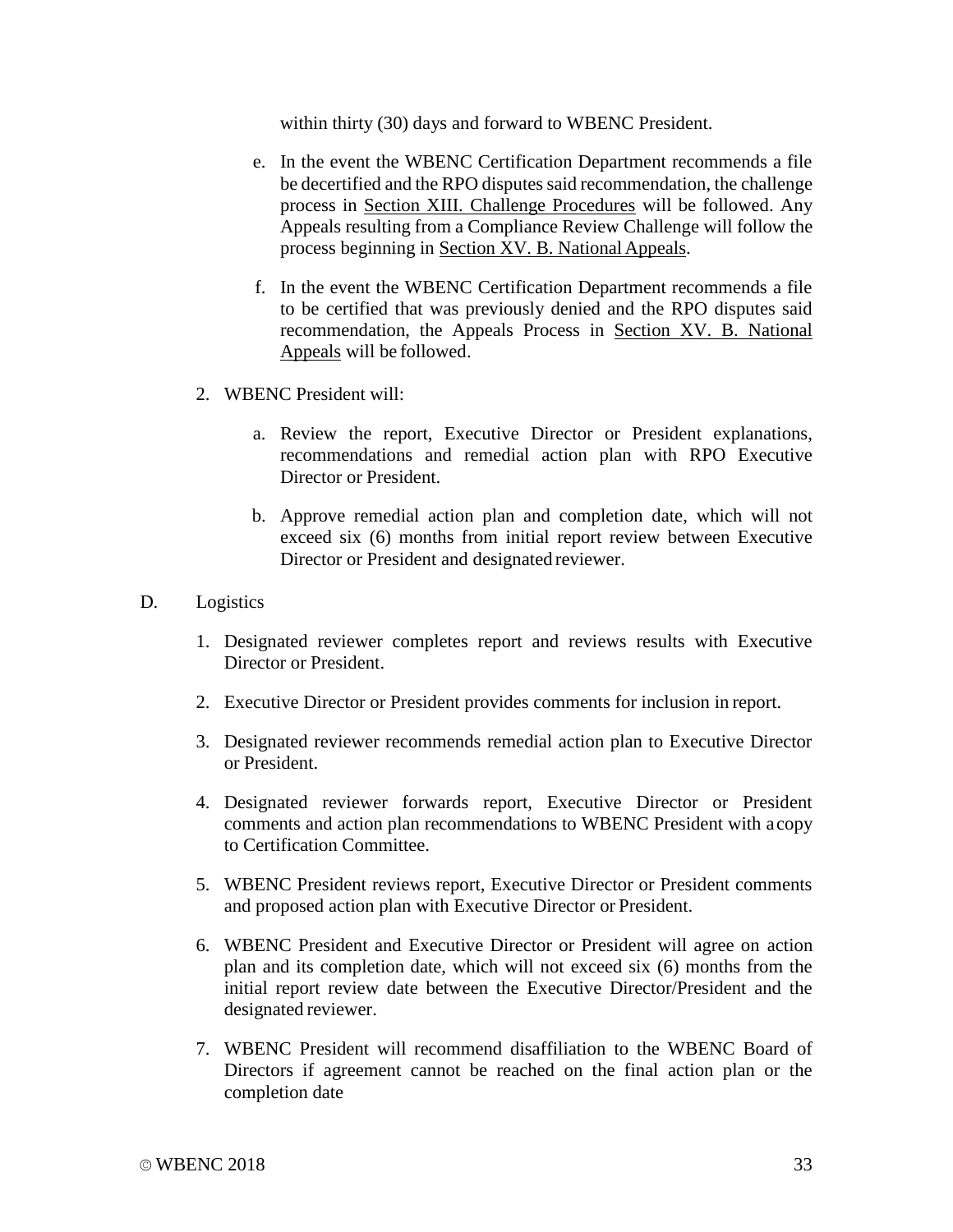within thirty (30) days and forward to WBENC President.

e. In the event the WBENC Certification Department recommends a file be decertified and the RPO disputes said recommendation, the challenge process in Section XIII. Challenge Procedures will be followed. Any Appeals resulting from a Compliance Review Challenge will follow the process beginning in Section XV. B. National Appeals.

f. In the event the WBENC Certification Department recommends a file to be certified that was previously denied and the RPO disputes said recommendation, the Appeals Process in Section XV. B. National Appeals will be followed.

2. WBENC President will:

   a. Review the report, Executive Director or President explanations, recommendations and remedial action plan with RPO Executive Director or President.

   b. Approve remedial action plan and completion date, which will not exceed six (6) months from initial report review between Executive Director or President and designated reviewer.

D. Logistics

1. Designated reviewer completes report and reviews results with Executive Director or President.
2. Executive Director or President provides comments for inclusion in report.
3. Designated reviewer recommends remedial action plan to Executive Director or President.
4. Designated reviewer forwards report, Executive Director or President comments and action plan recommendations to WBENC President with a copy to Certification Committee.
5. WBENC President reviews report, Executive Director or President comments and proposed action plan with Executive Director or President.
6. WBENC President and Executive Director or President will agree on action plan and its completion date, which will not exceed six (6) months from the initial report review date between the Executive Director/President and the designated reviewer.
7. WBENC President will recommend disaffiliation to the WBENC Board of Directors if agreement cannot be reached on the final action plan or the completion date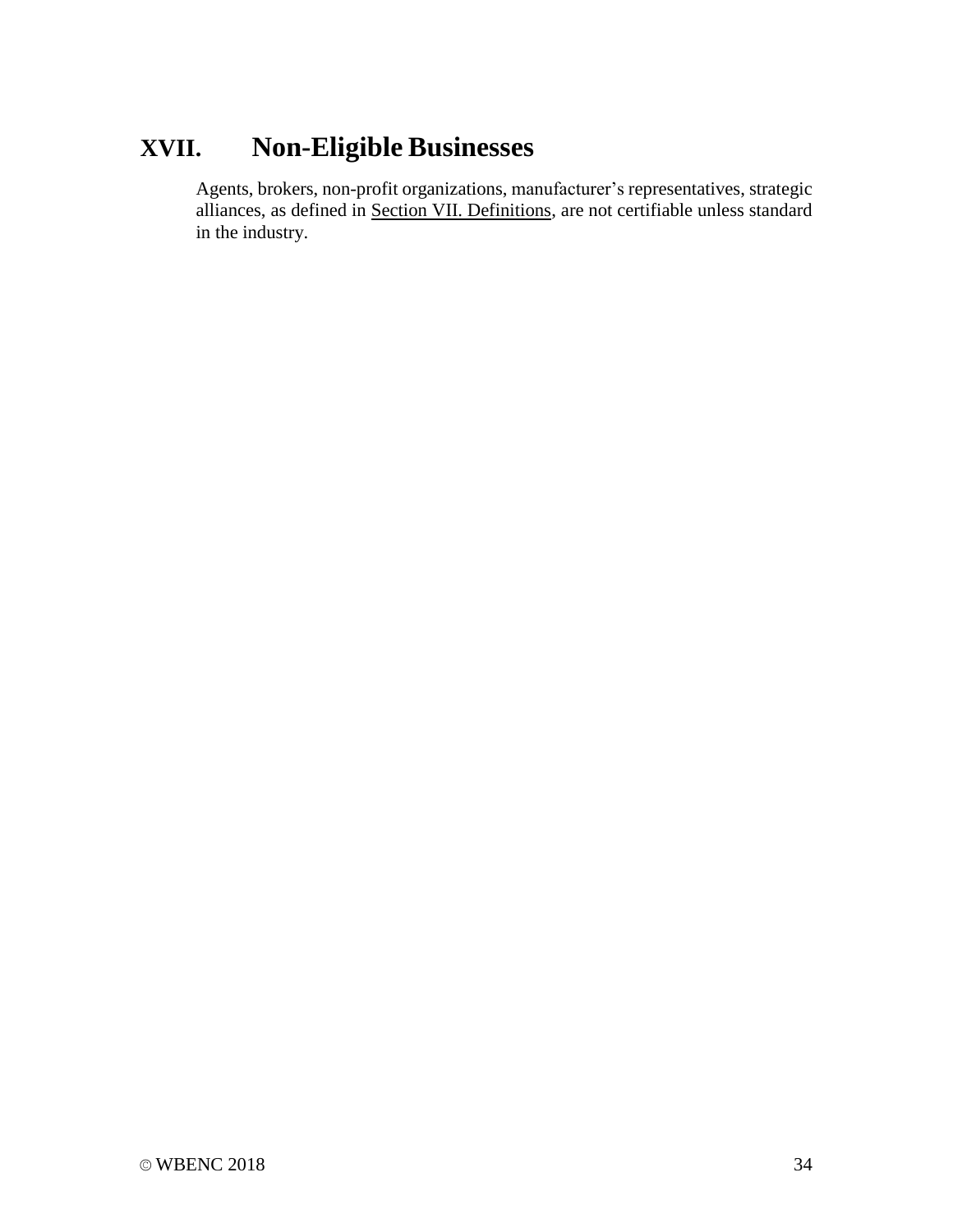# XVII. Non-Eligible Businesses

Agents, brokers, non-profit organizations, manufacturer's representatives, strategic alliances, as defined in Section VII. Definitions, are not certifiable unless standard in the industry.